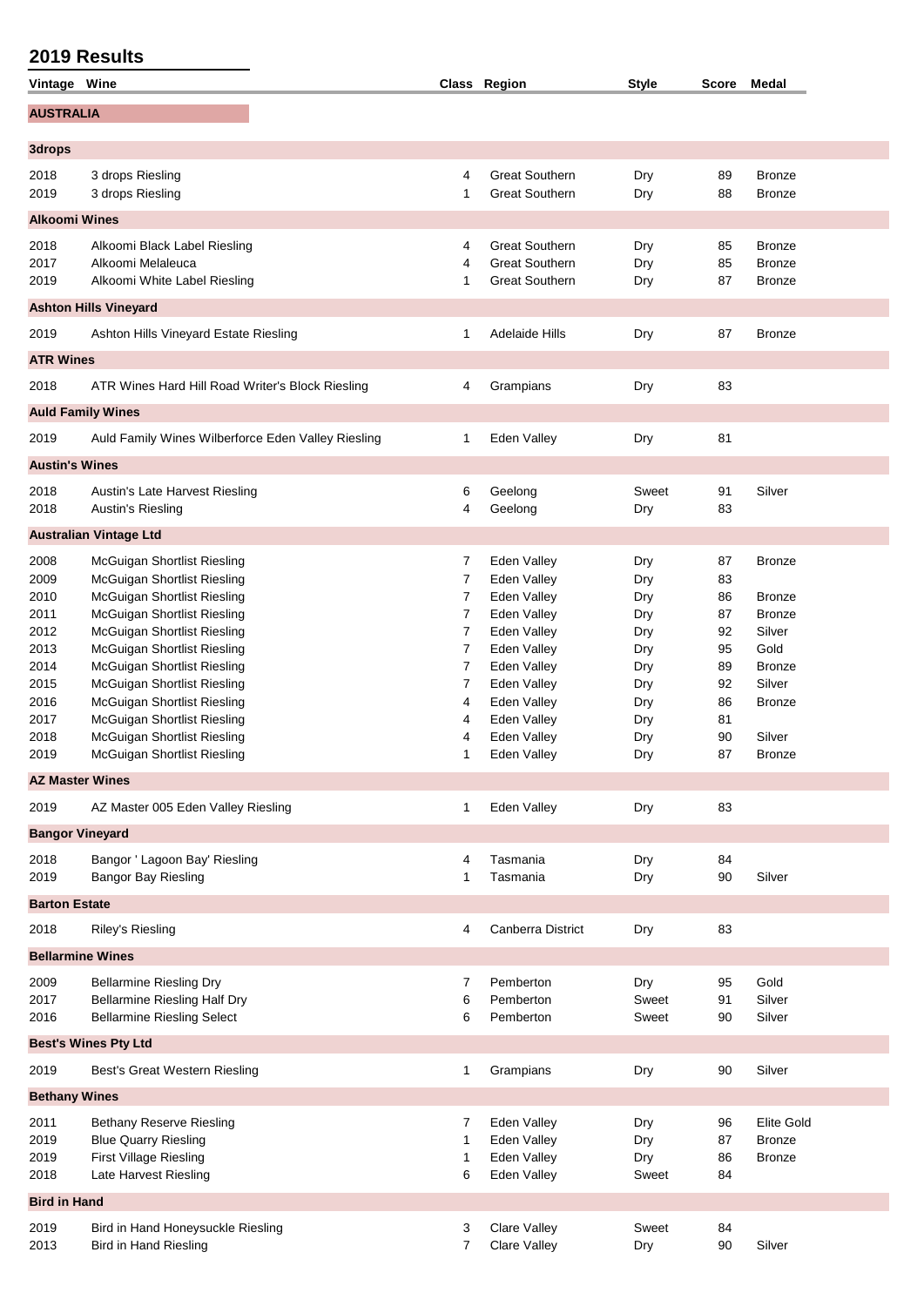## 2019 Results

| Vintage | Wine | Class | Region | Style | Score | Medal |
|---|---|---|---|---|---|---|
| **AUSTRALIA** | | | | | | |
| **3drops** | | | | | | |
| 2018 | 3 drops Riesling | 4 | Great Southern | Dry | 89 | Bronze |
| 2019 | 3 drops Riesling | 1 | Great Southern | Dry | 88 | Bronze |
| **Alkoomi Wines** | | | | | | |
| 2018 | Alkoomi Black Label Riesling | 4 | Great Southern | Dry | 85 | Bronze |
| 2017 | Alkoomi Melaleuca | 4 | Great Southern | Dry | 85 | Bronze |
| 2019 | Alkoomi White Label Riesling | 1 | Great Southern | Dry | 87 | Bronze |
| **Ashton Hills Vineyard** | | | | | | |
| 2019 | Ashton Hills Vineyard Estate Riesling | 1 | Adelaide Hills | Dry | 87 | Bronze |
| **ATR Wines** | | | | | | |
| 2018 | ATR Wines Hard Hill Road Writer's Block Riesling | 4 | Grampians | Dry | 83 | |
| **Auld Family Wines** | | | | | | |
| 2019 | Auld Family Wines Wilberforce Eden Valley Riesling | 1 | Eden Valley | Dry | 81 | |
| **Austin's Wines** | | | | | | |
| 2018 | Austin's Late Harvest Riesling | 6 | Geelong | Sweet | 91 | Silver |
| 2018 | Austin's Riesling | 4 | Geelong | Dry | 83 | |
| **Australian Vintage Ltd** | | | | | | |
| 2008 | McGuigan Shortlist Riesling | 7 | Eden Valley | Dry | 87 | Bronze |
| 2009 | McGuigan Shortlist Riesling | 7 | Eden Valley | Dry | 83 | |
| 2010 | McGuigan Shortlist Riesling | 7 | Eden Valley | Dry | 86 | Bronze |
| 2011 | McGuigan Shortlist Riesling | 7 | Eden Valley | Dry | 87 | Bronze |
| 2012 | McGuigan Shortlist Riesling | 7 | Eden Valley | Dry | 92 | Silver |
| 2013 | McGuigan Shortlist Riesling | 7 | Eden Valley | Dry | 95 | Gold |
| 2014 | McGuigan Shortlist Riesling | 7 | Eden Valley | Dry | 89 | Bronze |
| 2015 | McGuigan Shortlist Riesling | 7 | Eden Valley | Dry | 92 | Silver |
| 2016 | McGuigan Shortlist Riesling | 4 | Eden Valley | Dry | 86 | Bronze |
| 2017 | McGuigan Shortlist Riesling | 4 | Eden Valley | Dry | 81 | |
| 2018 | McGuigan Shortlist Riesling | 4 | Eden Valley | Dry | 90 | Silver |
| 2019 | McGuigan Shortlist Riesling | 1 | Eden Valley | Dry | 87 | Bronze |
| **AZ Master Wines** | | | | | | |
| 2019 | AZ Master 005 Eden Valley Riesling | 1 | Eden Valley | Dry | 83 | |
| **Bangor Vineyard** | | | | | | |
| 2018 | Bangor ' Lagoon Bay' Riesling | 4 | Tasmania | Dry | 84 | |
| 2019 | Bangor Bay Riesling | 1 | Tasmania | Dry | 90 | Silver |
| **Barton Estate** | | | | | | |
| 2018 | Riley's Riesling | 4 | Canberra District | Dry | 83 | |
| **Bellarmine Wines** | | | | | | |
| 2009 | Bellarmine Riesling Dry | 7 | Pemberton | Dry | 95 | Gold |
| 2017 | Bellarmine Riesling Half Dry | 6 | Pemberton | Sweet | 91 | Silver |
| 2016 | Bellarmine Riesling Select | 6 | Pemberton | Sweet | 90 | Silver |
| **Best's Wines Pty Ltd** | | | | | | |
| 2019 | Best's Great Western Riesling | 1 | Grampians | Dry | 90 | Silver |
| **Bethany Wines** | | | | | | |
| 2011 | Bethany Reserve Riesling | 7 | Eden Valley | Dry | 96 | Elite Gold |
| 2019 | Blue Quarry Riesling | 1 | Eden Valley | Dry | 87 | Bronze |
| 2019 | First Village Riesling | 1 | Eden Valley | Dry | 86 | Bronze |
| 2018 | Late Harvest Riesling | 6 | Eden Valley | Sweet | 84 | |
| **Bird in Hand** | | | | | | |
| 2019 | Bird in Hand Honeysuckle Riesling | 3 | Clare Valley | Sweet | 84 | |
| 2013 | Bird in Hand Riesling | 7 | Clare Valley | Dry | 90 | Silver |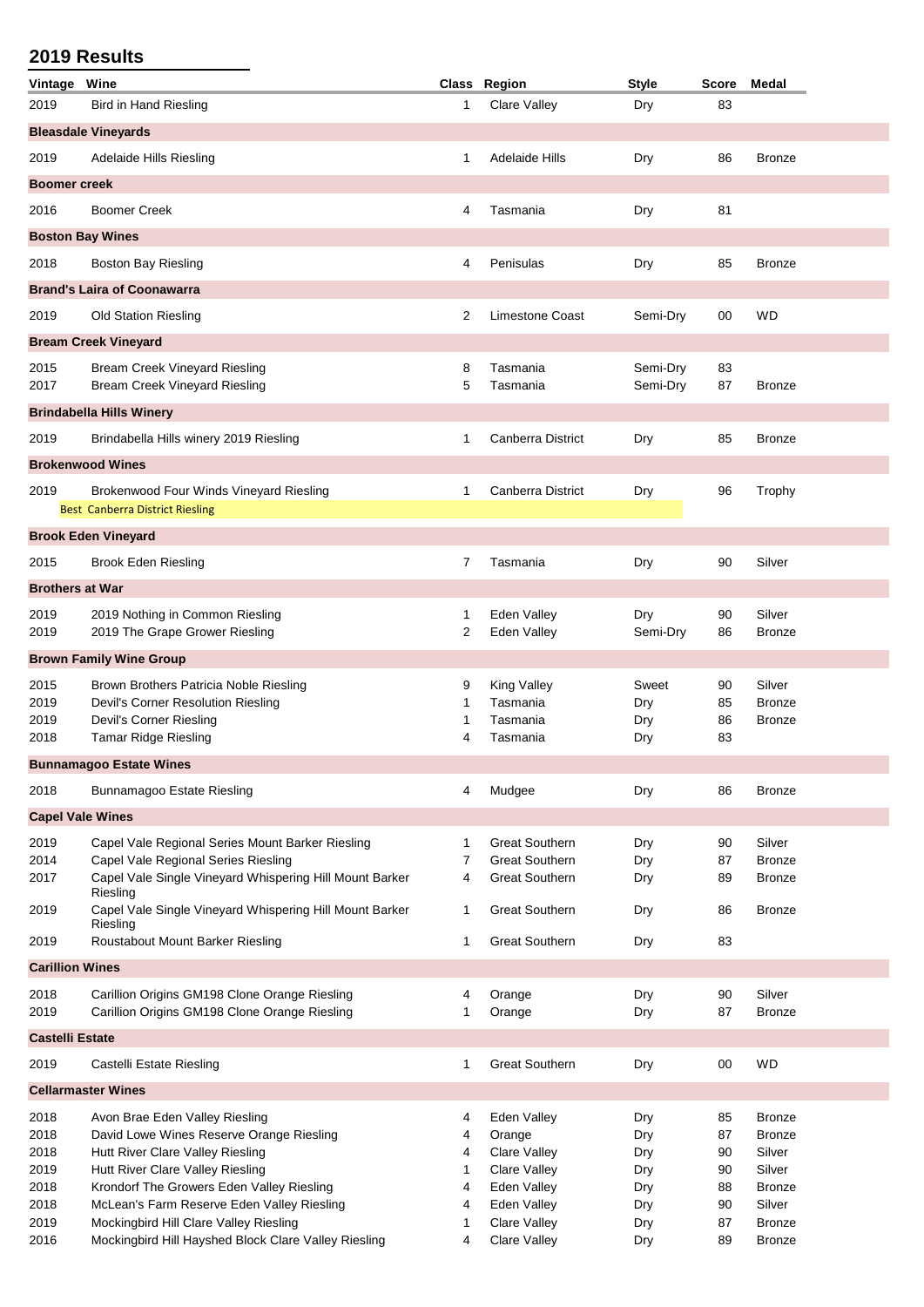## 2019 Results

| Vintage | Wine | Class | Region | Style | Score | Medal |
|---|---|---|---|---|---|---|
| 2019 | Bird in Hand Riesling | 1 | Clare Valley | Dry | 83 | |
| **Bleasdale Vineyards** | | | | | | |
| 2019 | Adelaide Hills Riesling | 1 | Adelaide Hills | Dry | 86 | Bronze |
| **Boomer creek** | | | | | | |
| 2016 | Boomer Creek | 4 | Tasmania | Dry | 81 | |
| **Boston Bay Wines** | | | | | | |
| 2018 | Boston Bay Riesling | 4 | Penisulas | Dry | 85 | Bronze |
| **Brand's Laira of Coonawarra** | | | | | | |
| 2019 | Old Station Riesling | 2 | Limestone Coast | Semi-Dry | 00 | WD |
| **Bream Creek Vineyard** | | | | | | |
| 2015 | Bream Creek Vineyard Riesling | 8 | Tasmania | Semi-Dry | 83 | |
| 2017 | Bream Creek Vineyard Riesling | 5 | Tasmania | Semi-Dry | 87 | Bronze |
| **Brindabella Hills Winery** | | | | | | |
| 2019 | Brindabella Hills winery 2019 Riesling | 1 | Canberra District | Dry | 85 | Bronze |
| **Brokenwood Wines** | | | | | | |
| 2019 | Brokenwood Four Winds Vineyard Riesling<br>Best Canberra District Riesling | 1 | Canberra District | Dry | 96 | Trophy |
| **Brook Eden Vineyard** | | | | | | |
| 2015 | Brook Eden Riesling | 7 | Tasmania | Dry | 90 | Silver |
| **Brothers at War** | | | | | | |
| 2019 | 2019 Nothing in Common Riesling | 1 | Eden Valley | Dry | 90 | Silver |
| 2019 | 2019 The Grape Grower Riesling | 2 | Eden Valley | Semi-Dry | 86 | Bronze |
| **Brown Family Wine Group** | | | | | | |
| 2015 | Brown Brothers Patricia Noble Riesling | 9 | King Valley | Sweet | 90 | Silver |
| 2019 | Devil's Corner Resolution Riesling | 1 | Tasmania | Dry | 85 | Bronze |
| 2019 | Devil's Corner Riesling | 1 | Tasmania | Dry | 86 | Bronze |
| 2018 | Tamar Ridge Riesling | 4 | Tasmania | Dry | 83 | |
| **Bunnamagoo Estate Wines** | | | | | | |
| 2018 | Bunnamagoo Estate Riesling | 4 | Mudgee | Dry | 86 | Bronze |
| **Capel Vale Wines** | | | | | | |
| 2019 | Capel Vale Regional Series Mount Barker Riesling | 1 | Great Southern | Dry | 90 | Silver |
| 2014 | Capel Vale Regional Series Riesling | 7 | Great Southern | Dry | 87 | Bronze |
| 2017 | Capel Vale Single Vineyard Whispering Hill Mount Barker Riesling | 4 | Great Southern | Dry | 89 | Bronze |
| 2019 | Capel Vale Single Vineyard Whispering Hill Mount Barker Riesling | 1 | Great Southern | Dry | 86 | Bronze |
| 2019 | Roustabout Mount Barker Riesling | 1 | Great Southern | Dry | 83 | |
| **Carillion Wines** | | | | | | |
| 2018 | Carillion Origins GM198 Clone Orange Riesling | 4 | Orange | Dry | 90 | Silver |
| 2019 | Carillion Origins GM198 Clone Orange Riesling | 1 | Orange | Dry | 87 | Bronze |
| **Castelli Estate** | | | | | | |
| 2019 | Castelli Estate Riesling | 1 | Great Southern | Dry | 00 | WD |
| **Cellarmaster Wines** | | | | | | |
| 2018 | Avon Brae Eden Valley Riesling | 4 | Eden Valley | Dry | 85 | Bronze |
| 2018 | David Lowe Wines Reserve Orange Riesling | 4 | Orange | Dry | 87 | Bronze |
| 2018 | Hutt River Clare Valley Riesling | 4 | Clare Valley | Dry | 90 | Silver |
| 2019 | Hutt River Clare Valley Riesling | 1 | Clare Valley | Dry | 90 | Silver |
| 2018 | Krondorf The Growers Eden Valley Riesling | 4 | Eden Valley | Dry | 88 | Bronze |
| 2018 | McLean's Farm Reserve Eden Valley Riesling | 4 | Eden Valley | Dry | 90 | Silver |
| 2019 | Mockingbird Hill Clare Valley Riesling | 1 | Clare Valley | Dry | 87 | Bronze |
| 2016 | Mockingbird Hill Hayshed Block Clare Valley Riesling | 4 | Clare Valley | Dry | 89 | Bronze |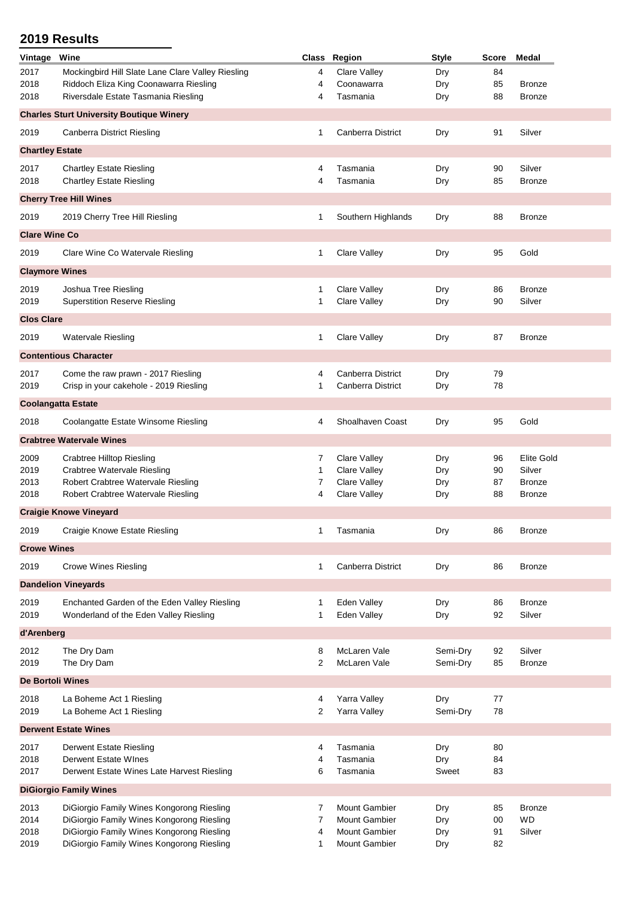## 2019 Results

| Vintage | Wine | Class | Region | Style | Score | Medal |
|---|---|---|---|---|---|---|
| 2017 | Mockingbird Hill Slate Lane Clare Valley Riesling | 4 | Clare Valley | Dry | 84 | |
| 2018 | Riddoch Eliza King Coonawarra Riesling | 4 | Coonawarra | Dry | 85 | Bronze |
| 2018 | Riversdale Estate Tasmania Riesling | 4 | Tasmania | Dry | 88 | Bronze |
| **Charles Sturt University Boutique Winery** | | | | | | |
| 2019 | Canberra District Riesling | 1 | Canberra District | Dry | 91 | Silver |
| **Chartley Estate** | | | | | | |
| 2017 | Chartley Estate Riesling | 4 | Tasmania | Dry | 90 | Silver |
| 2018 | Chartley Estate Riesling | 4 | Tasmania | Dry | 85 | Bronze |
| **Cherry Tree Hill Wines** | | | | | | |
| 2019 | 2019 Cherry Tree Hill Riesling | 1 | Southern Highlands | Dry | 88 | Bronze |
| **Clare Wine Co** | | | | | | |
| 2019 | Clare Wine Co Watervale Riesling | 1 | Clare Valley | Dry | 95 | Gold |
| **Claymore Wines** | | | | | | |
| 2019 | Joshua Tree Riesling | 1 | Clare Valley | Dry | 86 | Bronze |
| 2019 | Superstition Reserve Riesling | 1 | Clare Valley | Dry | 90 | Silver |
| **Clos Clare** | | | | | | |
| 2019 | Watervale Riesling | 1 | Clare Valley | Dry | 87 | Bronze |
| **Contentious Character** | | | | | | |
| 2017 | Come the raw prawn - 2017 Riesling | 4 | Canberra District | Dry | 79 | |
| 2019 | Crisp in your cakehole - 2019 Riesling | 1 | Canberra District | Dry | 78 | |
| **Coolangatta Estate** | | | | | | |
| 2018 | Coolangatte Estate Winsome Riesling | 4 | Shoalhaven Coast | Dry | 95 | Gold |
| **Crabtree Watervale Wines** | | | | | | |
| 2009 | Crabtree Hilltop Riesling | 7 | Clare Valley | Dry | 96 | Elite Gold |
| 2019 | Crabtree Watervale Riesling | 1 | Clare Valley | Dry | 90 | Silver |
| 2013 | Robert Crabtree Watervale Riesling | 7 | Clare Valley | Dry | 87 | Bronze |
| 2018 | Robert Crabtree Watervale Riesling | 4 | Clare Valley | Dry | 88 | Bronze |
| **Craigie Knowe Vineyard** | | | | | | |
| 2019 | Craigie Knowe Estate Riesling | 1 | Tasmania | Dry | 86 | Bronze |
| **Crowe Wines** | | | | | | |
| 2019 | Crowe Wines Riesling | 1 | Canberra District | Dry | 86 | Bronze |
| **Dandelion Vineyards** | | | | | | |
| 2019 | Enchanted Garden of the Eden Valley Riesling | 1 | Eden Valley | Dry | 86 | Bronze |
| 2019 | Wonderland of the Eden Valley Riesling | 1 | Eden Valley | Dry | 92 | Silver |
| **d'Arenberg** | | | | | | |
| 2012 | The Dry Dam | 8 | McLaren Vale | Semi-Dry | 92 | Silver |
| 2019 | The Dry Dam | 2 | McLaren Vale | Semi-Dry | 85 | Bronze |
| **De Bortoli Wines** | | | | | | |
| 2018 | La Boheme Act 1 Riesling | 4 | Yarra Valley | Dry | 77 | |
| 2019 | La Boheme Act 1 Riesling | 2 | Yarra Valley | Semi-Dry | 78 | |
| **Derwent Estate Wines** | | | | | | |
| 2017 | Derwent Estate Riesling | 4 | Tasmania | Dry | 80 | |
| 2018 | Derwent Estate WInes | 4 | Tasmania | Dry | 84 | |
| 2017 | Derwent Estate Wines Late Harvest Riesling | 6 | Tasmania | Sweet | 83 | |
| **DiGiorgio Family Wines** | | | | | | |
| 2013 | DiGiorgio Family Wines Kongorong Riesling | 7 | Mount Gambier | Dry | 85 | Bronze |
| 2014 | DiGiorgio Family Wines Kongorong Riesling | 7 | Mount Gambier | Dry | 00 | WD |
| 2018 | DiGiorgio Family Wines Kongorong Riesling | 4 | Mount Gambier | Dry | 91 | Silver |
| 2019 | DiGiorgio Family Wines Kongorong Riesling | 1 | Mount Gambier | Dry | 82 | |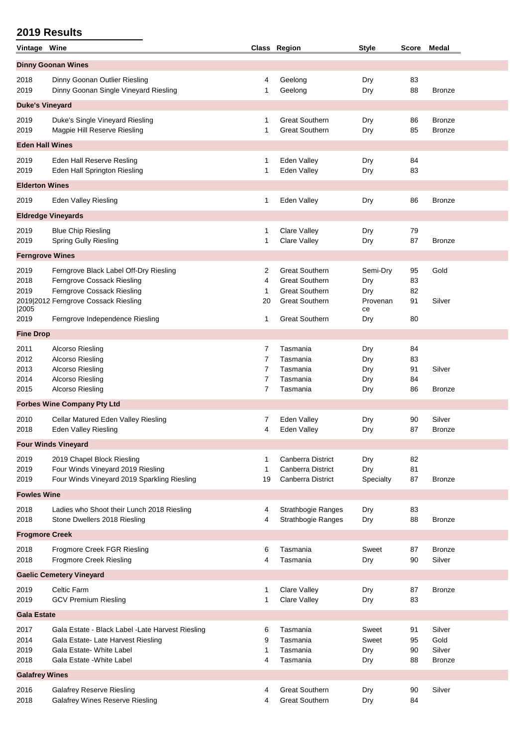## 2019 Results

| Vintage | Wine | Class | Region | Style | Score | Medal |
|---|---|---|---|---|---|---|
| **Dinny Goonan Wines** | | | | | | |
| 2018 | Dinny Goonan Outlier Riesling | 4 | Geelong | Dry | 83 | |
| 2019 | Dinny Goonan Single Vineyard Riesling | 1 | Geelong | Dry | 88 | Bronze |
| **Duke's Vineyard** | | | | | | |
| 2019 | Duke's Single Vineyard Riesling | 1 | Great Southern | Dry | 86 | Bronze |
| 2019 | Magpie Hill Reserve Riesling | 1 | Great Southern | Dry | 85 | Bronze |
| **Eden Hall Wines** | | | | | | |
| 2019 | Eden Hall Reserve Resling | 1 | Eden Valley | Dry | 84 | |
| 2019 | Eden Hall Springton Riesling | 1 | Eden Valley | Dry | 83 | |
| **Elderton Wines** | | | | | | |
| 2019 | Eden Valley Riesling | 1 | Eden Valley | Dry | 86 | Bronze |
| **Eldredge Vineyards** | | | | | | |
| 2019 | Blue Chip Riesling | 1 | Clare Valley | Dry | 79 | |
| 2019 | Spring Gully Riesling | 1 | Clare Valley | Dry | 87 | Bronze |
| **Ferngrove Wines** | | | | | | |
| 2019 | Ferngrove Black Label Off-Dry Riesling | 2 | Great Southern | Semi-Dry | 95 | Gold |
| 2018 | Ferngrove Cossack Riesling | 4 | Great Southern | Dry | 83 | |
| 2019 | Ferngrove Cossack Riesling | 1 | Great Southern | Dry | 82 | |
| 2019\|2012 \|2005 | Ferngrove Cossack Riesling | 20 | Great Southern | Provenance | 91 | Silver |
| 2019 | Ferngrove Independence Riesling | 1 | Great Southern | Dry | 80 | |
| **Fine Drop** | | | | | | |
| 2011 | Alcorso Riesling | 7 | Tasmania | Dry | 84 | |
| 2012 | Alcorso Riesling | 7 | Tasmania | Dry | 83 | |
| 2013 | Alcorso Riesling | 7 | Tasmania | Dry | 91 | Silver |
| 2014 | Alcorso Riesling | 7 | Tasmania | Dry | 84 | |
| 2015 | Alcorso Riesling | 7 | Tasmania | Dry | 86 | Bronze |
| **Forbes Wine Company Pty Ltd** | | | | | | |
| 2010 | Cellar Matured Eden Valley Riesling | 7 | Eden Valley | Dry | 90 | Silver |
| 2018 | Eden Valley Riesling | 4 | Eden Valley | Dry | 87 | Bronze |
| **Four Winds Vineyard** | | | | | | |
| 2019 | 2019 Chapel Block Riesling | 1 | Canberra District | Dry | 82 | |
| 2019 | Four Winds Vineyard 2019 Riesling | 1 | Canberra District | Dry | 81 | |
| 2019 | Four Winds Vineyard 2019 Sparkling Riesling | 19 | Canberra District | Specialty | 87 | Bronze |
| **Fowles Wine** | | | | | | |
| 2018 | Ladies who Shoot their Lunch 2018 Riesling | 4 | Strathbogie Ranges | Dry | 83 | |
| 2018 | Stone Dwellers 2018 Riesling | 4 | Strathbogie Ranges | Dry | 88 | Bronze |
| **Frogmore Creek** | | | | | | |
| 2018 | Frogmore Creek FGR Riesling | 6 | Tasmania | Sweet | 87 | Bronze |
| 2018 | Frogmore Creek Riesling | 4 | Tasmania | Dry | 90 | Silver |
| **Gaelic Cemetery Vineyard** | | | | | | |
| 2019 | Celtic Farm | 1 | Clare Valley | Dry | 87 | Bronze |
| 2019 | GCV Premium Riesling | 1 | Clare Valley | Dry | 83 | |
| **Gala Estate** | | | | | | |
| 2017 | Gala Estate - Black Label -Late Harvest Riesling | 6 | Tasmania | Sweet | 91 | Silver |
| 2014 | Gala Estate- Late Harvest Riesling | 9 | Tasmania | Sweet | 95 | Gold |
| 2019 | Gala Estate- White Label | 1 | Tasmania | Dry | 90 | Silver |
| 2018 | Gala Estate -White Label | 4 | Tasmania | Dry | 88 | Bronze |
| **Galafrey Wines** | | | | | | |
| 2016 | Galafrey Reserve Riesling | 4 | Great Southern | Dry | 90 | Silver |
| 2018 | Galafrey Wines Reserve Riesling | 4 | Great Southern | Dry | 84 | |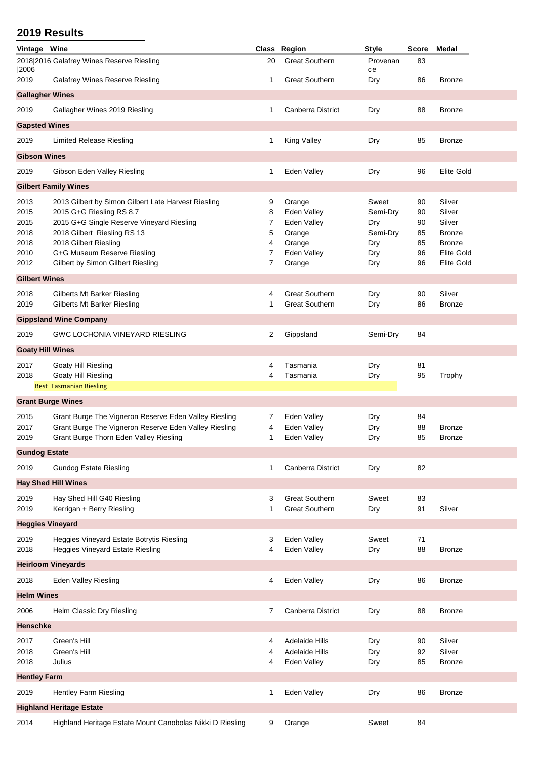## 2019 Results

| Vintage | Wine | Class | Region | Style | Score | Medal |
|---|---|---|---|---|---|---|
| 2018\|2016 \|2006 | Galafrey Wines Reserve Riesling | 20 | Great Southern | Provenance | 83 | |
| 2019 | Galafrey Wines Reserve Riesling | 1 | Great Southern | Dry | 86 | Bronze |
| **Gallagher Wines** | | | | | | |
| 2019 | Gallagher Wines 2019 Riesling | 1 | Canberra District | Dry | 88 | Bronze |
| **Gapsted Wines** | | | | | | |
| 2019 | Limited Release Riesling | 1 | King Valley | Dry | 85 | Bronze |
| **Gibson Wines** | | | | | | |
| 2019 | Gibson Eden Valley Riesling | 1 | Eden Valley | Dry | 96 | Elite Gold |
| **Gilbert Family Wines** | | | | | | |
| 2013 | 2013 Gilbert by Simon Gilbert Late Harvest Riesling | 9 | Orange | Sweet | 90 | Silver |
| 2015 | 2015 G+G Riesling RS 8.7 | 8 | Eden Valley | Semi-Dry | 90 | Silver |
| 2015 | 2015 G+G Single Reserve Vineyard Riesling | 7 | Eden Valley | Dry | 90 | Silver |
| 2018 | 2018 Gilbert Riesling RS 13 | 5 | Orange | Semi-Dry | 85 | Bronze |
| 2018 | 2018 Gilbert Riesling | 4 | Orange | Dry | 85 | Bronze |
| 2010 | G+G Museum Reserve Riesling | 7 | Eden Valley | Dry | 96 | Elite Gold |
| 2012 | Gilbert by Simon Gilbert Riesling | 7 | Orange | Dry | 96 | Elite Gold |
| **Gilbert Wines** | | | | | | |
| 2018 | Gilberts Mt Barker Riesling | 4 | Great Southern | Dry | 90 | Silver |
| 2019 | Gilberts Mt Barker Riesling | 1 | Great Southern | Dry | 86 | Bronze |
| **Gippsland Wine Company** | | | | | | |
| 2019 | GWC LOCHONIA VINEYARD RIESLING | 2 | Gippsland | Semi-Dry | 84 | |
| **Goaty Hill Wines** | | | | | | |
| 2017 | Goaty Hill Riesling | 4 | Tasmania | Dry | 81 | |
| 2018 | Goaty Hill Riesling | 4 | Tasmania | Dry | 95 | Trophy |
| | Best Tasmanian Riesling | | | | | |
| **Grant Burge Wines** | | | | | | |
| 2015 | Grant Burge The Vigneron Reserve Eden Valley Riesling | 7 | Eden Valley | Dry | 84 | |
| 2017 | Grant Burge The Vigneron Reserve Eden Valley Riesling | 4 | Eden Valley | Dry | 88 | Bronze |
| 2019 | Grant Burge Thorn Eden Valley Riesling | 1 | Eden Valley | Dry | 85 | Bronze |
| **Gundog Estate** | | | | | | |
| 2019 | Gundog Estate Riesling | 1 | Canberra District | Dry | 82 | |
| **Hay Shed Hill Wines** | | | | | | |
| 2019 | Hay Shed Hill G40 Riesling | 3 | Great Southern | Sweet | 83 | |
| 2019 | Kerrigan + Berry Riesling | 1 | Great Southern | Dry | 91 | Silver |
| **Heggies Vineyard** | | | | | | |
| 2019 | Heggies Vineyard Estate Botrytis Riesling | 3 | Eden Valley | Sweet | 71 | |
| 2018 | Heggies Vineyard Estate Riesling | 4 | Eden Valley | Dry | 88 | Bronze |
| **Heirloom Vineyards** | | | | | | |
| 2018 | Eden Valley Riesling | 4 | Eden Valley | Dry | 86 | Bronze |
| **Helm Wines** | | | | | | |
| 2006 | Helm Classic Dry Riesling | 7 | Canberra District | Dry | 88 | Bronze |
| **Henschke** | | | | | | |
| 2017 | Green's Hill | 4 | Adelaide Hills | Dry | 90 | Silver |
| 2018 | Green's Hill | 4 | Adelaide Hills | Dry | 92 | Silver |
| 2018 | Julius | 4 | Eden Valley | Dry | 85 | Bronze |
| **Hentley Farm** | | | | | | |
| 2019 | Hentley Farm Riesling | 1 | Eden Valley | Dry | 86 | Bronze |
| **Highland Heritage Estate** | | | | | | |
| 2014 | Highland Heritage Estate Mount Canobolas Nikki D Riesling | 9 | Orange | Sweet | 84 | |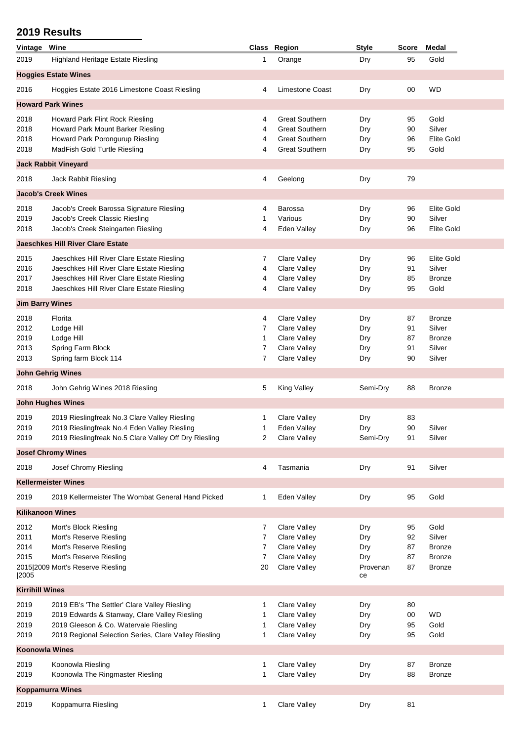## 2019 Results

| Vintage | Wine | Class | Region | Style | Score | Medal |
|---|---|---|---|---|---|---|
| 2019 | Highland Heritage Estate Riesling | 1 | Orange | Dry | 95 | Gold |
| **Hoggies Estate Wines** | | | | | | |
| 2016 | Hoggies Estate 2016 Limestone Coast Riesling | 4 | Limestone Coast | Dry | 00 | WD |
| **Howard Park Wines** | | | | | | |
| 2018 | Howard Park Flint Rock Riesling | 4 | Great Southern | Dry | 95 | Gold |
| 2018 | Howard Park Mount Barker Riesling | 4 | Great Southern | Dry | 90 | Silver |
| 2018 | Howard Park Porongurup Riesling | 4 | Great Southern | Dry | 96 | Elite Gold |
| 2018 | MadFish Gold Turtle Riesling | 4 | Great Southern | Dry | 95 | Gold |
| **Jack Rabbit Vineyard** | | | | | | |
| 2018 | Jack Rabbit Riesling | 4 | Geelong | Dry | 79 | |
| **Jacob's Creek Wines** | | | | | | |
| 2018 | Jacob's Creek Barossa Signature Riesling | 4 | Barossa | Dry | 96 | Elite Gold |
| 2019 | Jacob's Creek Classic Riesling | 1 | Various | Dry | 90 | Silver |
| 2018 | Jacob's Creek Steingarten Riesling | 4 | Eden Valley | Dry | 96 | Elite Gold |
| **Jaeschkes Hill River Clare Estate** | | | | | | |
| 2015 | Jaeschkes Hill River Clare Estate Riesling | 7 | Clare Valley | Dry | 96 | Elite Gold |
| 2016 | Jaeschkes Hill River Clare Estate Riesling | 4 | Clare Valley | Dry | 91 | Silver |
| 2017 | Jaeschkes Hill River Clare Estate Riesling | 4 | Clare Valley | Dry | 85 | Bronze |
| 2018 | Jaeschkes Hill River Clare Estate Riesling | 4 | Clare Valley | Dry | 95 | Gold |
| **Jim Barry Wines** | | | | | | |
| 2018 | Florita | 4 | Clare Valley | Dry | 87 | Bronze |
| 2012 | Lodge Hill | 7 | Clare Valley | Dry | 91 | Silver |
| 2019 | Lodge Hill | 1 | Clare Valley | Dry | 87 | Bronze |
| 2013 | Spring Farm Block | 7 | Clare Valley | Dry | 91 | Silver |
| 2013 | Spring farm Block 114 | 7 | Clare Valley | Dry | 90 | Silver |
| **John Gehrig Wines** | | | | | | |
| 2018 | John Gehrig Wines 2018 Riesling | 5 | King Valley | Semi-Dry | 88 | Bronze |
| **John Hughes Wines** | | | | | | |
| 2019 | 2019 Rieslingfreak No.3 Clare Valley Riesling | 1 | Clare Valley | Dry | 83 | |
| 2019 | 2019 Rieslingfreak No.4 Eden Valley Riesling | 1 | Eden Valley | Dry | 90 | Silver |
| 2019 | 2019 Rieslingfreak No.5 Clare Valley Off Dry Riesling | 2 | Clare Valley | Semi-Dry | 91 | Silver |
| **Josef Chromy Wines** | | | | | | |
| 2018 | Josef Chromy Riesling | 4 | Tasmania | Dry | 91 | Silver |
| **Kellermeister Wines** | | | | | | |
| 2019 | 2019 Kellermeister The Wombat General Hand Picked | 1 | Eden Valley | Dry | 95 | Gold |
| **Kilikanoon Wines** | | | | | | |
| 2012 | Mort's Block Riesling | 7 | Clare Valley | Dry | 95 | Gold |
| 2011 | Mort's Reserve Riesling | 7 | Clare Valley | Dry | 92 | Silver |
| 2014 | Mort's Reserve Riesling | 7 | Clare Valley | Dry | 87 | Bronze |
| 2015 | Mort's Reserve Riesling | 7 | Clare Valley | Dry | 87 | Bronze |
| 2015\|2009 \|2005 | Mort's Reserve Riesling | 20 | Clare Valley | Provenance | 87 | Bronze |
| **Kirrihill Wines** | | | | | | |
| 2019 | 2019 EB's 'The Settler' Clare Valley Riesling | 1 | Clare Valley | Dry | 80 | |
| 2019 | 2019 Edwards & Stanway, Clare Valley Riesling | 1 | Clare Valley | Dry | 00 | WD |
| 2019 | 2019 Gleeson & Co. Watervale Riesling | 1 | Clare Valley | Dry | 95 | Gold |
| 2019 | 2019 Regional Selection Series, Clare Valley Riesling | 1 | Clare Valley | Dry | 95 | Gold |
| **Koonowla Wines** | | | | | | |
| 2019 | Koonowla Riesling | 1 | Clare Valley | Dry | 87 | Bronze |
| 2019 | Koonowla The Ringmaster Riesling | 1 | Clare Valley | Dry | 88 | Bronze |
| **Koppamurra Wines** | | | | | | |
| 2019 | Koppamurra Riesling | 1 | Clare Valley | Dry | 81 | |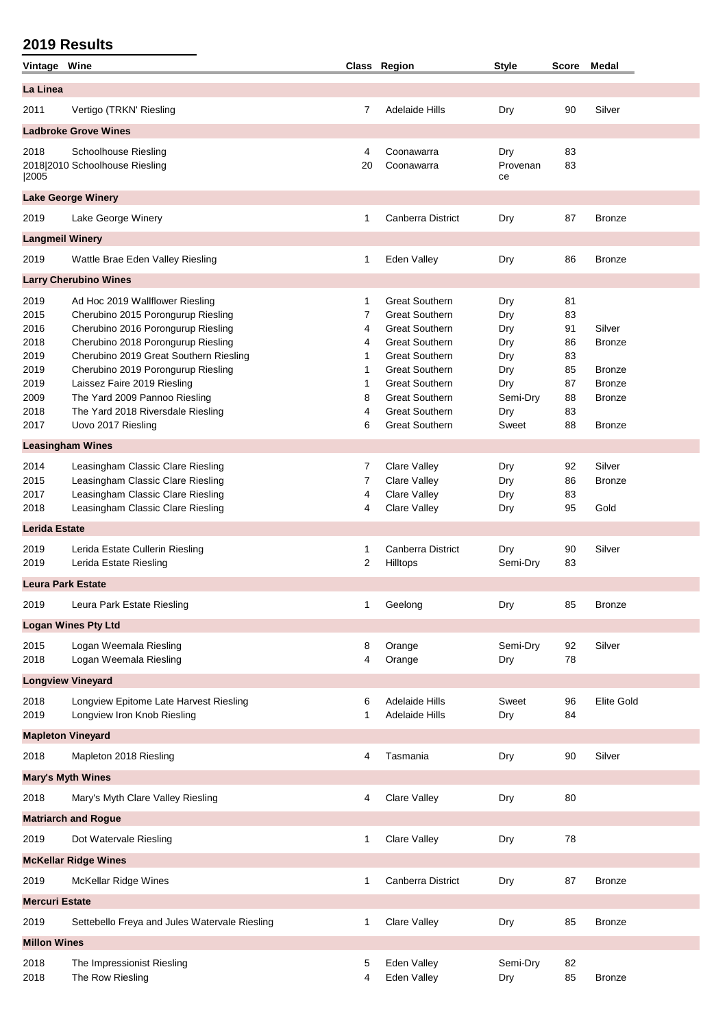## 2019 Results

| Vintage | Wine | Class | Region | Style | Score | Medal |
|---|---|---|---|---|---|---|
| **La Linea** | | | | | | |
| 2011 | Vertigo (TRKN' Riesling | 7 | Adelaide Hills | Dry | 90 | Silver |
| **Ladbroke Grove Wines** | | | | | | |
| 2018 | Schoolhouse Riesling | 4 | Coonawarra | Dry | 83 | |
| 2018\|2010 \|2005 | Schoolhouse Riesling | 20 | Coonawarra | Provenance | 83 | |
| **Lake George Winery** | | | | | | |
| 2019 | Lake George Winery | 1 | Canberra District | Dry | 87 | Bronze |
| **Langmeil Winery** | | | | | | |
| 2019 | Wattle Brae Eden Valley Riesling | 1 | Eden Valley | Dry | 86 | Bronze |
| **Larry Cherubino Wines** | | | | | | |
| 2019 | Ad Hoc 2019 Wallflower Riesling | 1 | Great Southern | Dry | 81 | |
| 2015 | Cherubino 2015 Porongurup Riesling | 7 | Great Southern | Dry | 83 | |
| 2016 | Cherubino 2016 Porongurup Riesling | 4 | Great Southern | Dry | 91 | Silver |
| 2018 | Cherubino 2018 Porongurup Riesling | 4 | Great Southern | Dry | 86 | Bronze |
| 2019 | Cherubino 2019 Great Southern Riesling | 1 | Great Southern | Dry | 83 | |
| 2019 | Cherubino 2019 Porongurup Riesling | 1 | Great Southern | Dry | 85 | Bronze |
| 2019 | Laissez Faire 2019 Riesling | 1 | Great Southern | Dry | 87 | Bronze |
| 2009 | The Yard 2009 Pannoo Riesling | 8 | Great Southern | Semi-Dry | 88 | Bronze |
| 2018 | The Yard 2018 Riversdale Riesling | 4 | Great Southern | Dry | 83 | |
| 2017 | Uovo 2017 Riesling | 6 | Great Southern | Sweet | 88 | Bronze |
| **Leasingham Wines** | | | | | | |
| 2014 | Leasingham Classic Clare Riesling | 7 | Clare Valley | Dry | 92 | Silver |
| 2015 | Leasingham Classic Clare Riesling | 7 | Clare Valley | Dry | 86 | Bronze |
| 2017 | Leasingham Classic Clare Riesling | 4 | Clare Valley | Dry | 83 | |
| 2018 | Leasingham Classic Clare Riesling | 4 | Clare Valley | Dry | 95 | Gold |
| **Lerida Estate** | | | | | | |
| 2019 | Lerida Estate Cullerin Riesling | 1 | Canberra District | Dry | 90 | Silver |
| 2019 | Lerida Estate Riesling | 2 | Hilltops | Semi-Dry | 83 | |
| **Leura Park Estate** | | | | | | |
| 2019 | Leura Park Estate Riesling | 1 | Geelong | Dry | 85 | Bronze |
| **Logan Wines Pty Ltd** | | | | | | |
| 2015 | Logan Weemala Riesling | 8 | Orange | Semi-Dry | 92 | Silver |
| 2018 | Logan Weemala Riesling | 4 | Orange | Dry | 78 | |
| **Longview Vineyard** | | | | | | |
| 2018 | Longview Epitome Late Harvest Riesling | 6 | Adelaide Hills | Sweet | 96 | Elite Gold |
| 2019 | Longview Iron Knob Riesling | 1 | Adelaide Hills | Dry | 84 | |
| **Mapleton Vineyard** | | | | | | |
| 2018 | Mapleton 2018 Riesling | 4 | Tasmania | Dry | 90 | Silver |
| **Mary's Myth Wines** | | | | | | |
| 2018 | Mary's Myth Clare Valley Riesling | 4 | Clare Valley | Dry | 80 | |
| **Matriarch and Rogue** | | | | | | |
| 2019 | Dot Watervale Riesling | 1 | Clare Valley | Dry | 78 | |
| **McKellar Ridge Wines** | | | | | | |
| 2019 | McKellar Ridge Wines | 1 | Canberra District | Dry | 87 | Bronze |
| **Mercuri Estate** | | | | | | |
| 2019 | Settebello Freya and Jules Watervale Riesling | 1 | Clare Valley | Dry | 85 | Bronze |
| **Millon Wines** | | | | | | |
| 2018 | The Impressionist Riesling | 5 | Eden Valley | Semi-Dry | 82 | |
| 2018 | The Row Riesling | 4 | Eden Valley | Dry | 85 | Bronze |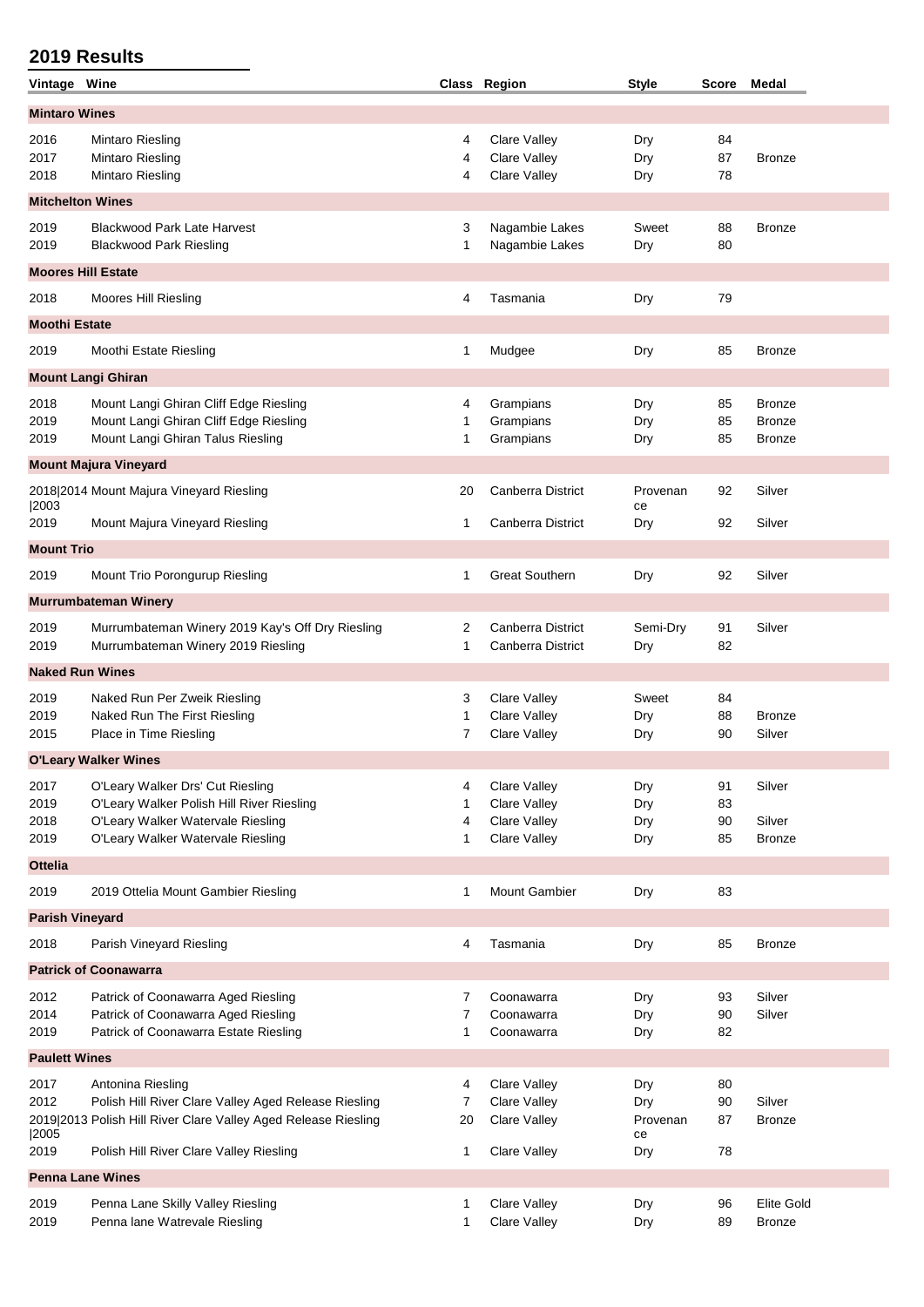## 2019 Results

| Vintage | Wine | Class | Region | Style | Score | Medal |
|---|---|---|---|---|---|---|
| **Mintaro Wines** | | | | | | |
| 2016 | Mintaro Riesling | 4 | Clare Valley | Dry | 84 | |
| 2017 | Mintaro Riesling | 4 | Clare Valley | Dry | 87 | Bronze |
| 2018 | Mintaro Riesling | 4 | Clare Valley | Dry | 78 | |
| **Mitchelton Wines** | | | | | | |
| 2019 | Blackwood Park Late Harvest | 3 | Nagambie Lakes | Sweet | 88 | Bronze |
| 2019 | Blackwood Park Riesling | 1 | Nagambie Lakes | Dry | 80 | |
| **Moores Hill Estate** | | | | | | |
| 2018 | Moores Hill Riesling | 4 | Tasmania | Dry | 79 | |
| **Moothi Estate** | | | | | | |
| 2019 | Moothi Estate Riesling | 1 | Mudgee | Dry | 85 | Bronze |
| **Mount Langi Ghiran** | | | | | | |
| 2018 | Mount Langi Ghiran Cliff Edge Riesling | 4 | Grampians | Dry | 85 | Bronze |
| 2019 | Mount Langi Ghiran Cliff Edge Riesling | 1 | Grampians | Dry | 85 | Bronze |
| 2019 | Mount Langi Ghiran Talus Riesling | 1 | Grampians | Dry | 85 | Bronze |
| **Mount Majura Vineyard** | | | | | | |
| 2018\|2014\|2003 | Mount Majura Vineyard Riesling | 20 | Canberra District | Provenance | 92 | Silver |
| 2019 | Mount Majura Vineyard Riesling | 1 | Canberra District | Dry | 92 | Silver |
| **Mount Trio** | | | | | | |
| 2019 | Mount Trio Porongurup Riesling | 1 | Great Southern | Dry | 92 | Silver |
| **Murrumbateman Winery** | | | | | | |
| 2019 | Murrumbateman Winery 2019 Kay's Off Dry Riesling | 2 | Canberra District | Semi-Dry | 91 | Silver |
| 2019 | Murrumbateman Winery 2019 Riesling | 1 | Canberra District | Dry | 82 | |
| **Naked Run Wines** | | | | | | |
| 2019 | Naked Run Per Zweik Riesling | 3 | Clare Valley | Sweet | 84 | |
| 2019 | Naked Run The First Riesling | 1 | Clare Valley | Dry | 88 | Bronze |
| 2015 | Place in Time Riesling | 7 | Clare Valley | Dry | 90 | Silver |
| **O'Leary Walker Wines** | | | | | | |
| 2017 | O'Leary Walker Drs' Cut Riesling | 4 | Clare Valley | Dry | 91 | Silver |
| 2019 | O'Leary Walker Polish Hill River Riesling | 1 | Clare Valley | Dry | 83 | |
| 2018 | O'Leary Walker Watervale Riesling | 4 | Clare Valley | Dry | 90 | Silver |
| 2019 | O'Leary Walker Watervale Riesling | 1 | Clare Valley | Dry | 85 | Bronze |
| **Ottelia** | | | | | | |
| 2019 | 2019 Ottelia Mount Gambier Riesling | 1 | Mount Gambier | Dry | 83 | |
| **Parish Vineyard** | | | | | | |
| 2018 | Parish Vineyard Riesling | 4 | Tasmania | Dry | 85 | Bronze |
| **Patrick of Coonawarra** | | | | | | |
| 2012 | Patrick of Coonawarra Aged Riesling | 7 | Coonawarra | Dry | 93 | Silver |
| 2014 | Patrick of Coonawarra Aged Riesling | 7 | Coonawarra | Dry | 90 | Silver |
| 2019 | Patrick of Coonawarra Estate Riesling | 1 | Coonawarra | Dry | 82 | |
| **Paulett Wines** | | | | | | |
| 2017 | Antonina Riesling | 4 | Clare Valley | Dry | 80 | |
| 2012 | Polish Hill River Clare Valley Aged Release Riesling | 7 | Clare Valley | Dry | 90 | Silver |
| 2019\|2013\|2005 | Polish Hill River Clare Valley Aged Release Riesling | 20 | Clare Valley | Provenance | 87 | Bronze |
| 2019 | Polish Hill River Clare Valley Riesling | 1 | Clare Valley | Dry | 78 | |
| **Penna Lane Wines** | | | | | | |
| 2019 | Penna Lane Skilly Valley Riesling | 1 | Clare Valley | Dry | 96 | Elite Gold |
| 2019 | Penna lane Watrevale Riesling | 1 | Clare Valley | Dry | 89 | Bronze |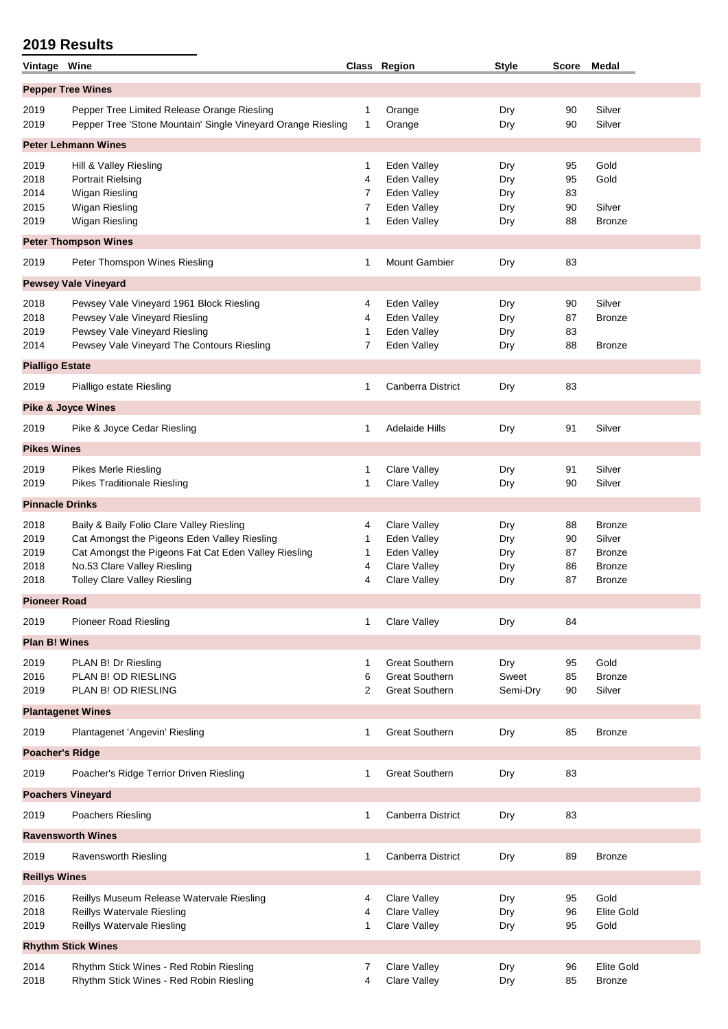## 2019 Results

| Vintage | Wine | Class | Region | Style | Score | Medal |
|---|---|---|---|---|---|---|
| **Pepper Tree Wines** | | | | | | |
| 2019 | Pepper Tree Limited Release Orange Riesling | 1 | Orange | Dry | 90 | Silver |
| 2019 | Pepper Tree 'Stone Mountain' Single Vineyard Orange Riesling | 1 | Orange | Dry | 90 | Silver |
| **Peter Lehmann Wines** | | | | | | |
| 2019 | Hill & Valley Riesling | 1 | Eden Valley | Dry | 95 | Gold |
| 2018 | Portrait Rielsing | 4 | Eden Valley | Dry | 95 | Gold |
| 2014 | Wigan Riesling | 7 | Eden Valley | Dry | 83 | |
| 2015 | Wigan Riesling | 7 | Eden Valley | Dry | 90 | Silver |
| 2019 | Wigan Riesling | 1 | Eden Valley | Dry | 88 | Bronze |
| **Peter Thompson Wines** | | | | | | |
| 2019 | Peter Thomspon Wines Riesling | 1 | Mount Gambier | Dry | 83 | |
| **Pewsey Vale Vineyard** | | | | | | |
| 2018 | Pewsey Vale Vineyard 1961 Block Riesling | 4 | Eden Valley | Dry | 90 | Silver |
| 2018 | Pewsey Vale Vineyard Riesling | 4 | Eden Valley | Dry | 87 | Bronze |
| 2019 | Pewsey Vale Vineyard Riesling | 1 | Eden Valley | Dry | 83 | |
| 2014 | Pewsey Vale Vineyard The Contours Riesling | 7 | Eden Valley | Dry | 88 | Bronze |
| **Pialligo Estate** | | | | | | |
| 2019 | Pialligo estate Riesling | 1 | Canberra District | Dry | 83 | |
| **Pike & Joyce Wines** | | | | | | |
| 2019 | Pike & Joyce Cedar Riesling | 1 | Adelaide Hills | Dry | 91 | Silver |
| **Pikes Wines** | | | | | | |
| 2019 | Pikes Merle Riesling | 1 | Clare Valley | Dry | 91 | Silver |
| 2019 | Pikes Traditionale Riesling | 1 | Clare Valley | Dry | 90 | Silver |
| **Pinnacle Drinks** | | | | | | |
| 2018 | Baily & Baily Folio Clare Valley Riesling | 4 | Clare Valley | Dry | 88 | Bronze |
| 2019 | Cat Amongst the Pigeons Eden Valley Riesling | 1 | Eden Valley | Dry | 90 | Silver |
| 2019 | Cat Amongst the Pigeons Fat Cat Eden Valley Riesling | 1 | Eden Valley | Dry | 87 | Bronze |
| 2018 | No.53 Clare Valley Riesling | 4 | Clare Valley | Dry | 86 | Bronze |
| 2018 | Tolley Clare Valley Riesling | 4 | Clare Valley | Dry | 87 | Bronze |
| **Pioneer Road** | | | | | | |
| 2019 | Pioneer Road Riesling | 1 | Clare Valley | Dry | 84 | |
| **Plan B! Wines** | | | | | | |
| 2019 | PLAN B! Dr Riesling | 1 | Great Southern | Dry | 95 | Gold |
| 2016 | PLAN B! OD RIESLING | 6 | Great Southern | Sweet | 85 | Bronze |
| 2019 | PLAN B! OD RIESLING | 2 | Great Southern | Semi-Dry | 90 | Silver |
| **Plantagenet Wines** | | | | | | |
| 2019 | Plantagenet 'Angevin' Riesling | 1 | Great Southern | Dry | 85 | Bronze |
| **Poacher's Ridge** | | | | | | |
| 2019 | Poacher's Ridge Terrior Driven Riesling | 1 | Great Southern | Dry | 83 | |
| **Poachers Vineyard** | | | | | | |
| 2019 | Poachers Riesling | 1 | Canberra District | Dry | 83 | |
| **Ravensworth Wines** | | | | | | |
| 2019 | Ravensworth Riesling | 1 | Canberra District | Dry | 89 | Bronze |
| **Reillys Wines** | | | | | | |
| 2016 | Reillys Museum Release Watervale Riesling | 4 | Clare Valley | Dry | 95 | Gold |
| 2018 | Reillys Watervale Riesling | 4 | Clare Valley | Dry | 96 | Elite Gold |
| 2019 | Reillys Watervale Riesling | 1 | Clare Valley | Dry | 95 | Gold |
| **Rhythm Stick Wines** | | | | | | |
| 2014 | Rhythm Stick Wines - Red Robin Riesling | 7 | Clare Valley | Dry | 96 | Elite Gold |
| 2018 | Rhythm Stick Wines - Red Robin Riesling | 4 | Clare Valley | Dry | 85 | Bronze |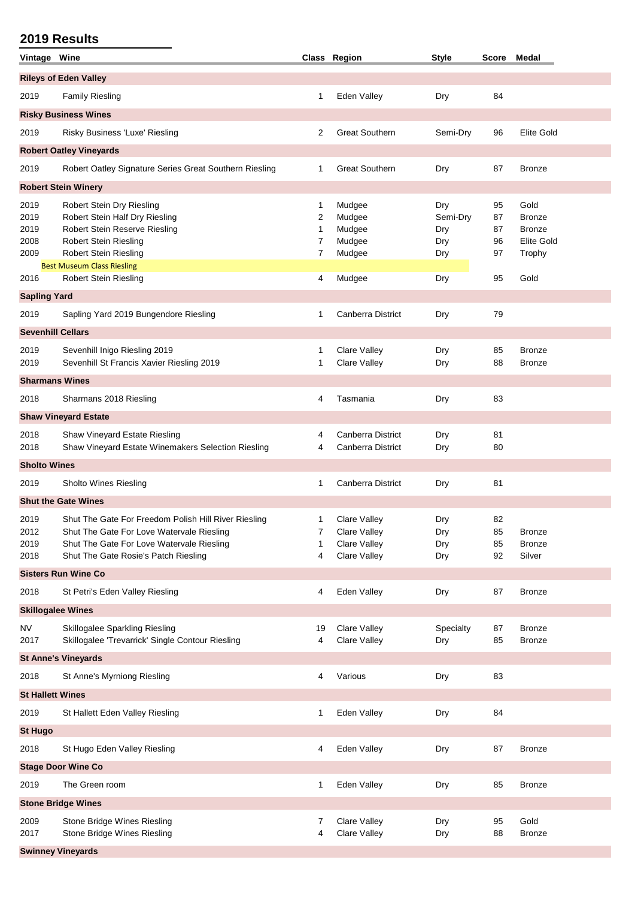## 2019 Results

| Vintage | Wine | Class | Region | Style | Score | Medal |
|---|---|---|---|---|---|---|
| **Rileys of Eden Valley** | | | | | | |
| 2019 | Family Riesling | 1 | Eden Valley | Dry | 84 | |
| **Risky Business Wines** | | | | | | |
| 2019 | Risky Business 'Luxe' Riesling | 2 | Great Southern | Semi-Dry | 96 | Elite Gold |
| **Robert Oatley Vineyards** | | | | | | |
| 2019 | Robert Oatley Signature Series Great Southern Riesling | 1 | Great Southern | Dry | 87 | Bronze |
| **Robert Stein Winery** | | | | | | |
| 2019 | Robert Stein Dry Riesling | 1 | Mudgee | Dry | 95 | Gold |
| 2019 | Robert Stein Half Dry Riesling | 2 | Mudgee | Semi-Dry | 87 | Bronze |
| 2019 | Robert Stein Reserve Riesling | 1 | Mudgee | Dry | 87 | Bronze |
| 2008 | Robert Stein Riesling | 7 | Mudgee | Dry | 96 | Elite Gold |
| 2009 | Robert Stein Riesling<br>Best Museum Class Riesling | 7 | Mudgee | Dry | 97 | Trophy |
| 2016 | Robert Stein Riesling | 4 | Mudgee | Dry | 95 | Gold |
| **Sapling Yard** | | | | | | |
| 2019 | Sapling Yard 2019 Bungendore Riesling | 1 | Canberra District | Dry | 79 | |
| **Sevenhill Cellars** | | | | | | |
| 2019 | Sevenhill Inigo Riesling 2019 | 1 | Clare Valley | Dry | 85 | Bronze |
| 2019 | Sevenhill St Francis Xavier Riesling 2019 | 1 | Clare Valley | Dry | 88 | Bronze |
| **Sharmans Wines** | | | | | | |
| 2018 | Sharmans 2018 Riesling | 4 | Tasmania | Dry | 83 | |
| **Shaw Vineyard Estate** | | | | | | |
| 2018 | Shaw Vineyard Estate Riesling | 4 | Canberra District | Dry | 81 | |
| 2018 | Shaw Vineyard Estate Winemakers Selection Riesling | 4 | Canberra District | Dry | 80 | |
| **Sholto Wines** | | | | | | |
| 2019 | Sholto Wines Riesling | 1 | Canberra District | Dry | 81 | |
| **Shut the Gate Wines** | | | | | | |
| 2019 | Shut The Gate For Freedom Polish Hill River Riesling | 1 | Clare Valley | Dry | 82 | |
| 2012 | Shut The Gate For Love Watervale Riesling | 7 | Clare Valley | Dry | 85 | Bronze |
| 2019 | Shut The Gate For Love Watervale Riesling | 1 | Clare Valley | Dry | 85 | Bronze |
| 2018 | Shut The Gate Rosie's Patch Riesling | 4 | Clare Valley | Dry | 92 | Silver |
| **Sisters Run Wine Co** | | | | | | |
| 2018 | St Petri's Eden Valley Riesling | 4 | Eden Valley | Dry | 87 | Bronze |
| **Skillogalee Wines** | | | | | | |
| NV | Skillogalee Sparkling Riesling | 19 | Clare Valley | Specialty | 87 | Bronze |
| 2017 | Skillogalee 'Trevarrick' Single Contour Riesling | 4 | Clare Valley | Dry | 85 | Bronze |
| **St Anne's Vineyards** | | | | | | |
| 2018 | St Anne's Myrniong Riesling | 4 | Various | Dry | 83 | |
| **St Hallett Wines** | | | | | | |
| 2019 | St Hallett Eden Valley Riesling | 1 | Eden Valley | Dry | 84 | |
| **St Hugo** | | | | | | |
| 2018 | St Hugo Eden Valley Riesling | 4 | Eden Valley | Dry | 87 | Bronze |
| **Stage Door Wine Co** | | | | | | |
| 2019 | The Green room | 1 | Eden Valley | Dry | 85 | Bronze |
| **Stone Bridge Wines** | | | | | | |
| 2009 | Stone Bridge Wines Riesling | 7 | Clare Valley | Dry | 95 | Gold |
| 2017 | Stone Bridge Wines Riesling | 4 | Clare Valley | Dry | 88 | Bronze |
| **Swinney Vineyards** | | | | | | |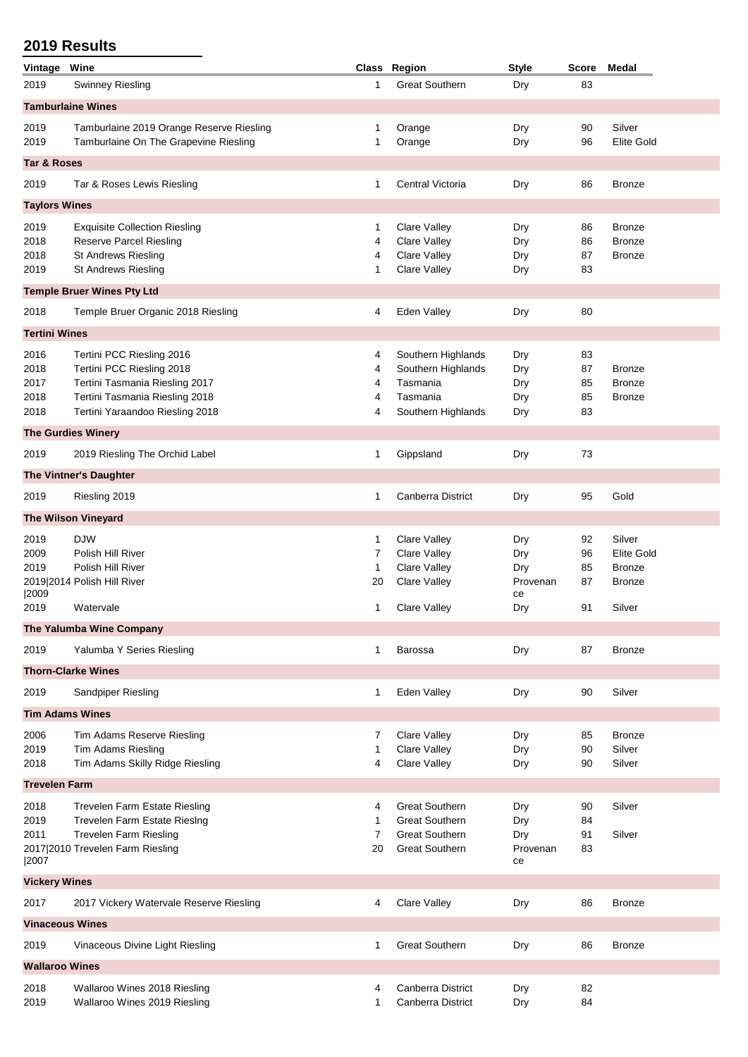## 2019 Results

| Vintage | Wine | Class | Region | Style | Score | Medal |
|---|---|---|---|---|---|---|
| 2019 | Swinney Riesling | 1 | Great Southern | Dry | 83 | |
| **Tamburlaine Wines** | | | | | | |
| 2019 | Tamburlaine 2019 Orange Reserve Riesling | 1 | Orange | Dry | 90 | Silver |
| 2019 | Tamburlaine On The Grapevine Riesling | 1 | Orange | Dry | 96 | Elite Gold |
| **Tar & Roses** | | | | | | |
| 2019 | Tar & Roses Lewis Riesling | 1 | Central Victoria | Dry | 86 | Bronze |
| **Taylors Wines** | | | | | | |
| 2019 | Exquisite Collection Riesling | 1 | Clare Valley | Dry | 86 | Bronze |
| 2018 | Reserve Parcel Riesling | 4 | Clare Valley | Dry | 86 | Bronze |
| 2018 | St Andrews Riesling | 4 | Clare Valley | Dry | 87 | Bronze |
| 2019 | St Andrews Riesling | 1 | Clare Valley | Dry | 83 | |
| **Temple Bruer Wines Pty Ltd** | | | | | | |
| 2018 | Temple Bruer Organic 2018 Riesling | 4 | Eden Valley | Dry | 80 | |
| **Tertini Wines** | | | | | | |
| 2016 | Tertini PCC Riesling 2016 | 4 | Southern Highlands | Dry | 83 | |
| 2018 | Tertini PCC Riesling 2018 | 4 | Southern Highlands | Dry | 87 | Bronze |
| 2017 | Tertini Tasmania Riesling 2017 | 4 | Tasmania | Dry | 85 | Bronze |
| 2018 | Tertini Tasmania Riesling 2018 | 4 | Tasmania | Dry | 85 | Bronze |
| 2018 | Tertini Yaraandoo Riesling 2018 | 4 | Southern Highlands | Dry | 83 | |
| **The Gurdies Winery** | | | | | | |
| 2019 | 2019 Riesling The Orchid Label | 1 | Gippsland | Dry | 73 | |
| **The Vintner's Daughter** | | | | | | |
| 2019 | Riesling 2019 | 1 | Canberra District | Dry | 95 | Gold |
| **The Wilson Vineyard** | | | | | | |
| 2019 | DJW | 1 | Clare Valley | Dry | 92 | Silver |
| 2009 | Polish Hill River | 7 | Clare Valley | Dry | 96 | Elite Gold |
| 2019 | Polish Hill River | 1 | Clare Valley | Dry | 85 | Bronze |
| 2019\|2014 \|2009 | Polish Hill River | 20 | Clare Valley | Provenance | 87 | Bronze |
| 2019 | Watervale | 1 | Clare Valley | Dry | 91 | Silver |
| **The Yalumba Wine Company** | | | | | | |
| 2019 | Yalumba Y Series Riesling | 1 | Barossa | Dry | 87 | Bronze |
| **Thorn-Clarke Wines** | | | | | | |
| 2019 | Sandpiper Riesling | 1 | Eden Valley | Dry | 90 | Silver |
| **Tim Adams Wines** | | | | | | |
| 2006 | Tim Adams Reserve Riesling | 7 | Clare Valley | Dry | 85 | Bronze |
| 2019 | Tim Adams Riesling | 1 | Clare Valley | Dry | 90 | Silver |
| 2018 | Tim Adams Skilly Ridge Riesling | 4 | Clare Valley | Dry | 90 | Silver |
| **Trevelen Farm** | | | | | | |
| 2018 | Trevelen Farm Estate Riesling | 4 | Great Southern | Dry | 90 | Silver |
| 2019 | Trevelen Farm Estate Riesing | 1 | Great Southern | Dry | 84 | |
| 2011 | Trevelen Farm Riesling | 7 | Great Southern | Dry | 91 | Silver |
| 2017\|2010 \|2007 | Trevelen Farm Riesling | 20 | Great Southern | Provenance | 83 | |
| **Vickery Wines** | | | | | | |
| 2017 | 2017 Vickery Watervale Reserve Riesling | 4 | Clare Valley | Dry | 86 | Bronze |
| **Vinaceous Wines** | | | | | | |
| 2019 | Vinaceous Divine Light Riesling | 1 | Great Southern | Dry | 86 | Bronze |
| **Wallaroo Wines** | | | | | | |
| 2018 | Wallaroo Wines 2018 Riesling | 4 | Canberra District | Dry | 82 | |
| 2019 | Wallaroo Wines 2019 Riesling | 1 | Canberra District | Dry | 84 | |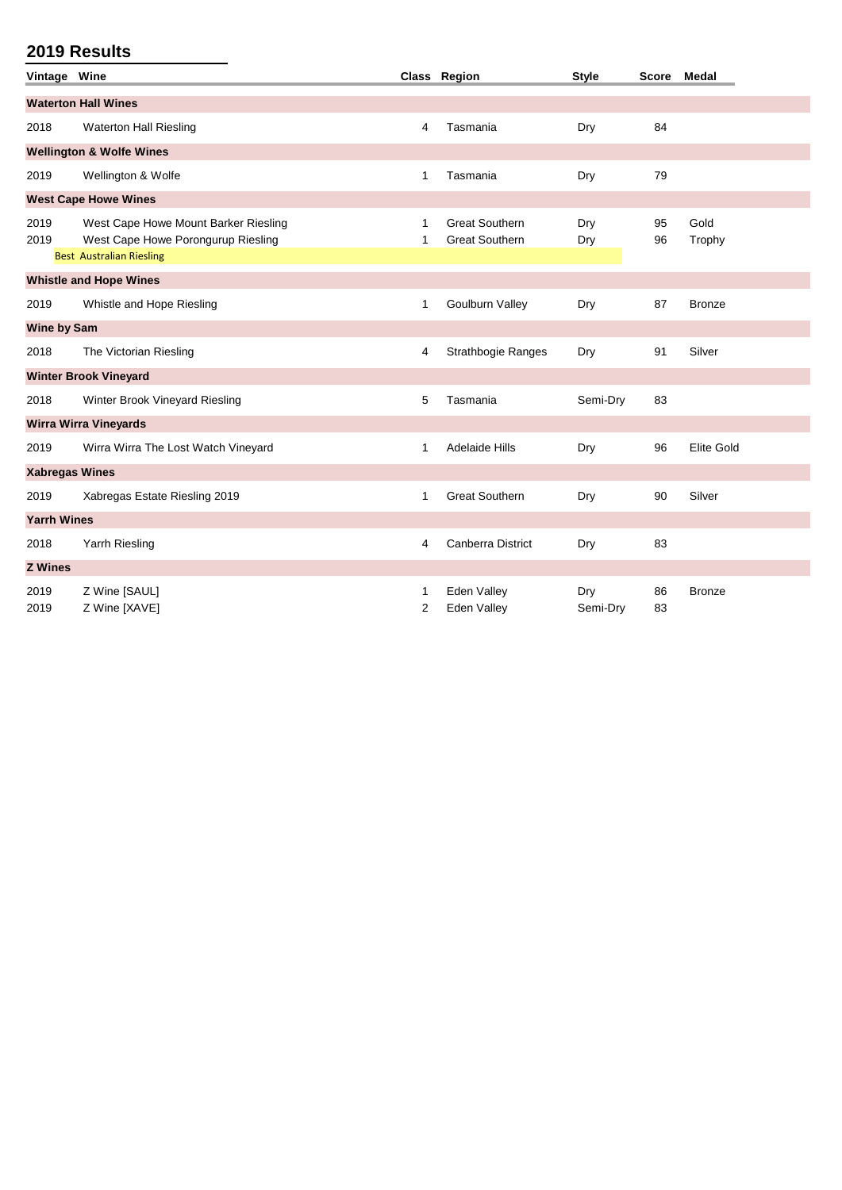## 2019 Results

| Vintage | Wine | Class | Region | Style | Score | Medal |
|---|---|---|---|---|---|---|
| **Waterton Hall Wines** | | | | | | |
| 2018 | Waterton Hall Riesling | 4 | Tasmania | Dry | 84 | |
| **Wellington & Wolfe Wines** | | | | | | |
| 2019 | Wellington & Wolfe | 1 | Tasmania | Dry | 79 | |
| **West Cape Howe Wines** | | | | | | |
| 2019 | West Cape Howe Mount Barker Riesling | 1 | Great Southern | Dry | 95 | Gold |
| 2019 | West Cape Howe Porongurup Riesling | 1 | Great Southern | Dry | 96 | Trophy |
| | Best Australian Riesling | | | | | |
| **Whistle and Hope Wines** | | | | | | |
| 2019 | Whistle and Hope Riesling | 1 | Goulburn Valley | Dry | 87 | Bronze |
| **Wine by Sam** | | | | | | |
| 2018 | The Victorian Riesling | 4 | Strathbogie Ranges | Dry | 91 | Silver |
| **Winter Brook Vineyard** | | | | | | |
| 2018 | Winter Brook Vineyard Riesling | 5 | Tasmania | Semi-Dry | 83 | |
| **Wirra Wirra Vineyards** | | | | | | |
| 2019 | Wirra Wirra The Lost Watch Vineyard | 1 | Adelaide Hills | Dry | 96 | Elite Gold |
| **Xabregas Wines** | | | | | | |
| 2019 | Xabregas Estate Riesling 2019 | 1 | Great Southern | Dry | 90 | Silver |
| **Yarrh Wines** | | | | | | |
| 2018 | Yarrh Riesling | 4 | Canberra District | Dry | 83 | |
| **Z Wines** | | | | | | |
| 2019 | Z Wine [SAUL] | 1 | Eden Valley | Dry | 86 | Bronze |
| 2019 | Z Wine [XAVE] | 2 | Eden Valley | Semi-Dry | 83 | |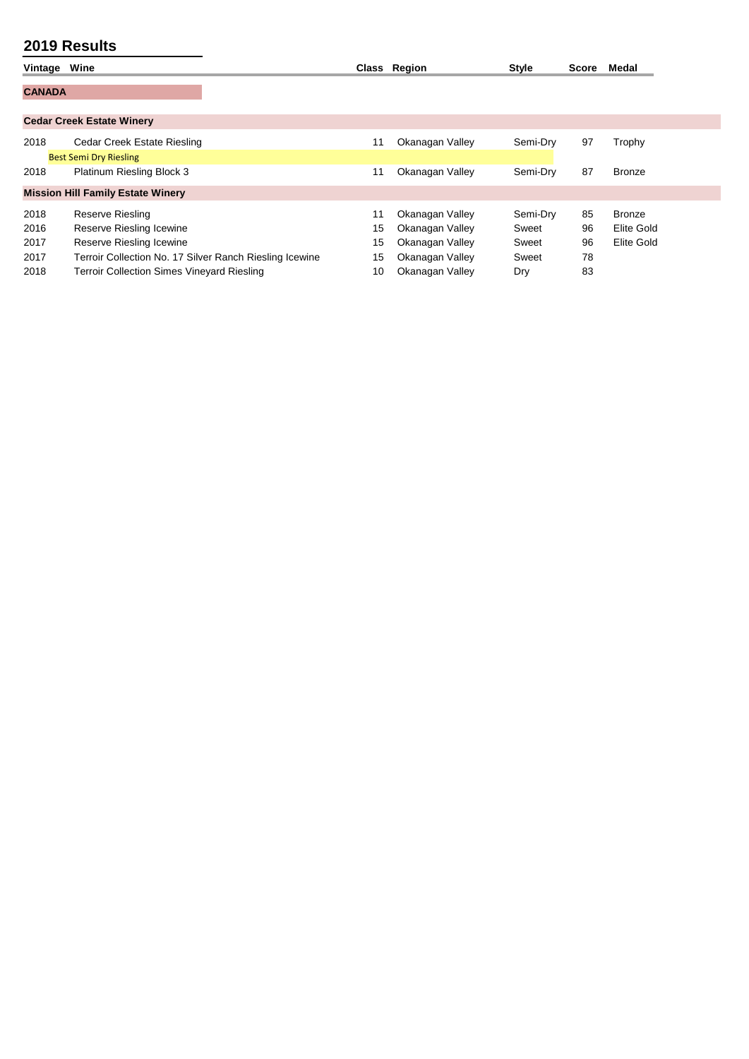## 2019 Results

| Vintage | Wine | Class | Region | Style | Score | Medal |
|---|---|---|---|---|---|---|
| **CANADA** | | | | | | |
| **Cedar Creek Estate Winery** | | | | | | |
| 2018 | Cedar Creek Estate Riesling | 11 | Okanagan Valley | Semi-Dry | 97 | Trophy |
| | Best Semi Dry Riesling | | | | | |
| 2018 | Platinum Riesling Block 3 | 11 | Okanagan Valley | Semi-Dry | 87 | Bronze |
| **Mission Hill Family Estate Winery** | | | | | | |
| 2018 | Reserve Riesling | 11 | Okanagan Valley | Semi-Dry | 85 | Bronze |
| 2016 | Reserve Riesling Icewine | 15 | Okanagan Valley | Sweet | 96 | Elite Gold |
| 2017 | Reserve Riesling Icewine | 15 | Okanagan Valley | Sweet | 96 | Elite Gold |
| 2017 | Terroir Collection No. 17 Silver Ranch Riesling Icewine | 15 | Okanagan Valley | Sweet | 78 | |
| 2018 | Terroir Collection Simes Vineyard Riesling | 10 | Okanagan Valley | Dry | 83 | |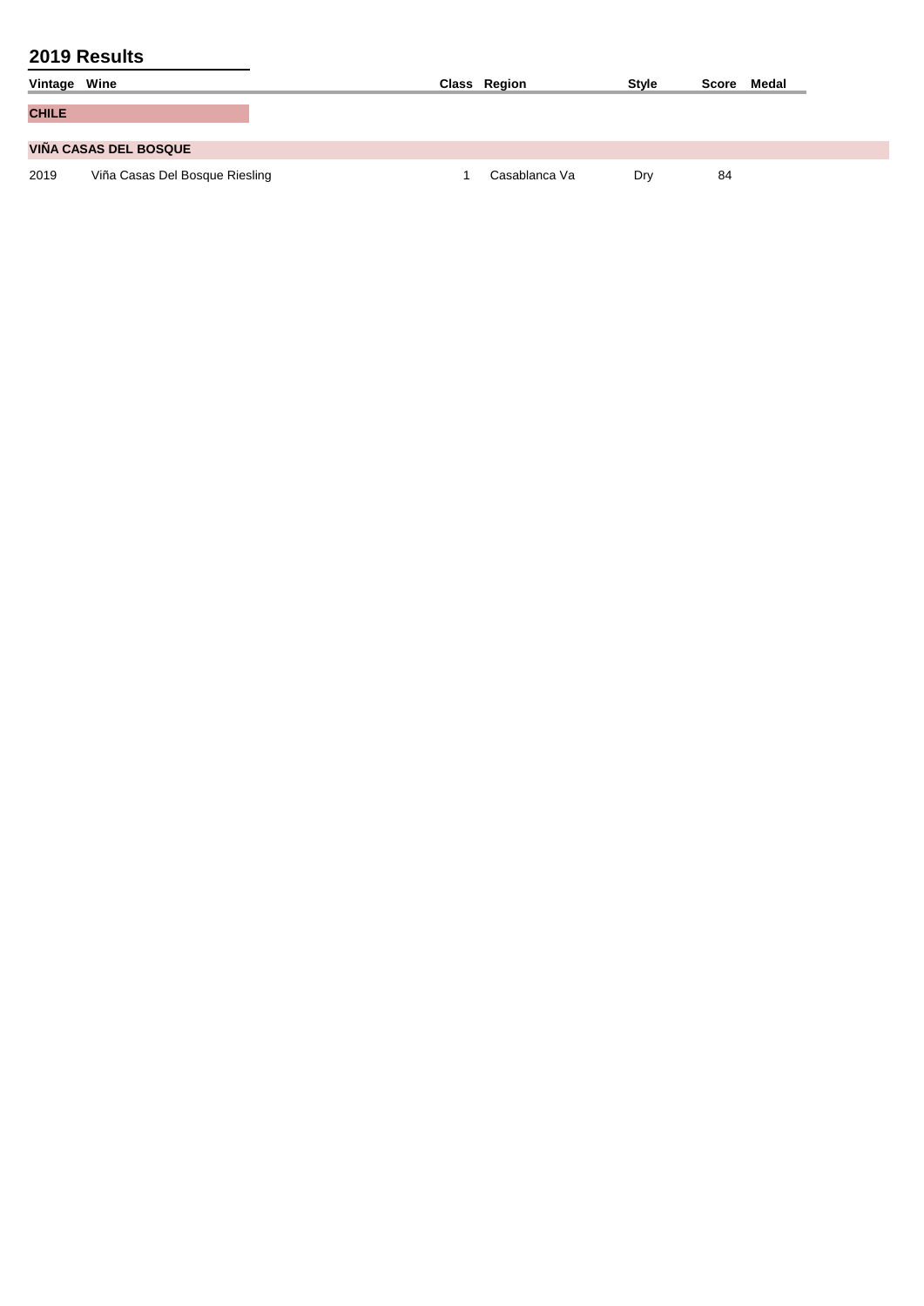## 2019 Results

| Vintage | Wine | Class | Region | Style | Score | Medal |
|---|---|---|---|---|---|---|
| **CHILE** | | | | | | |
| **VIÑA CASAS DEL BOSQUE** | | | | | | |
| 2019 | Viña Casas Del Bosque Riesling | 1 | Casablanca Va | Dry | 84 | |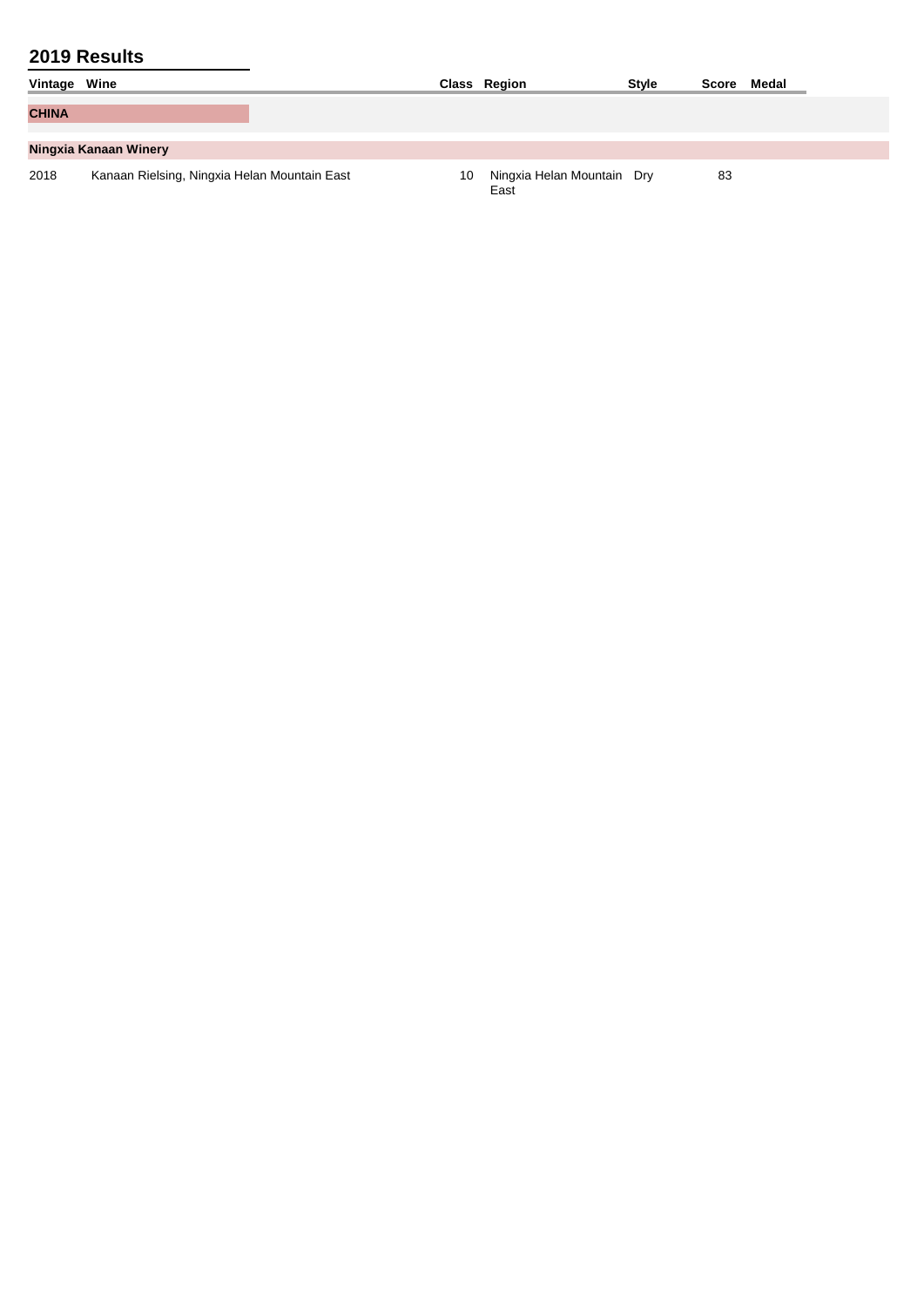## 2019 Results

| Vintage | Wine | Class | Region | Style | Score | Medal |
|---|---|---|---|---|---|---|
| **CHINA** | | | | | | |
| **Ningxia Kanaan Winery** | | | | | | |
| 2018 | Kanaan Rielsing, Ningxia Helan Mountain East | 10 | Ningxia Helan Mountain East | Dry | 83 | |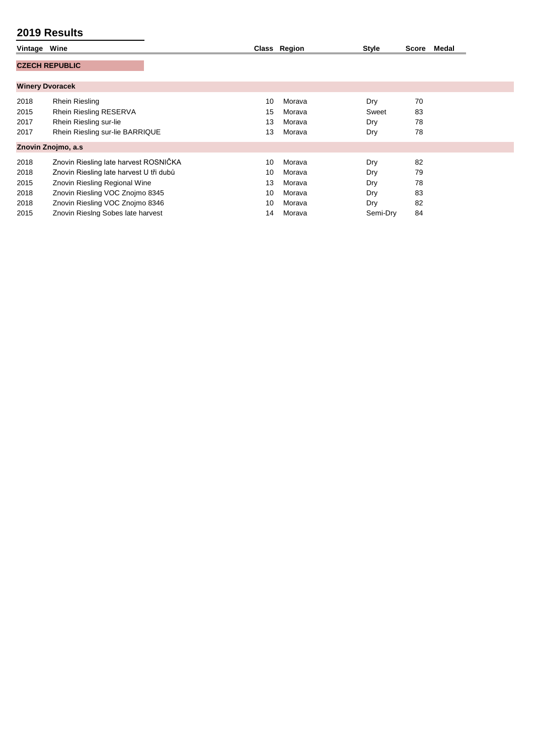## 2019 Results

| Vintage | Wine | Class | Region | Style | Score | Medal |
|---|---|---|---|---|---|---|
| **CZECH REPUBLIC** | | | | | | |
| **Winery Dvoracek** | | | | | | |
| 2018 | Rhein Riesling | 10 | Morava | Dry | 70 | |
| 2015 | Rhein Riesling RESERVA | 15 | Morava | Sweet | 83 | |
| 2017 | Rhein Riesling sur-lie | 13 | Morava | Dry | 78 | |
| 2017 | Rhein Riesling sur-lie BARRIQUE | 13 | Morava | Dry | 78 | |
| **Znovin Znojmo, a.s** | | | | | | |
| 2018 | Znovin Riesling late harvest ROSNIČKA | 10 | Morava | Dry | 82 | |
| 2018 | Znovin Riesling late harvest U tří dubů | 10 | Morava | Dry | 79 | |
| 2015 | Znovin Riesling Regional Wine | 13 | Morava | Dry | 78 | |
| 2018 | Znovin Riesling VOC Znojmo 8345 | 10 | Morava | Dry | 83 | |
| 2018 | Znovin Riesling VOC Znojmo 8346 | 10 | Morava | Dry | 82 | |
| 2015 | Znovin Rieslng Sobes late harvest | 14 | Morava | Semi-Dry | 84 | |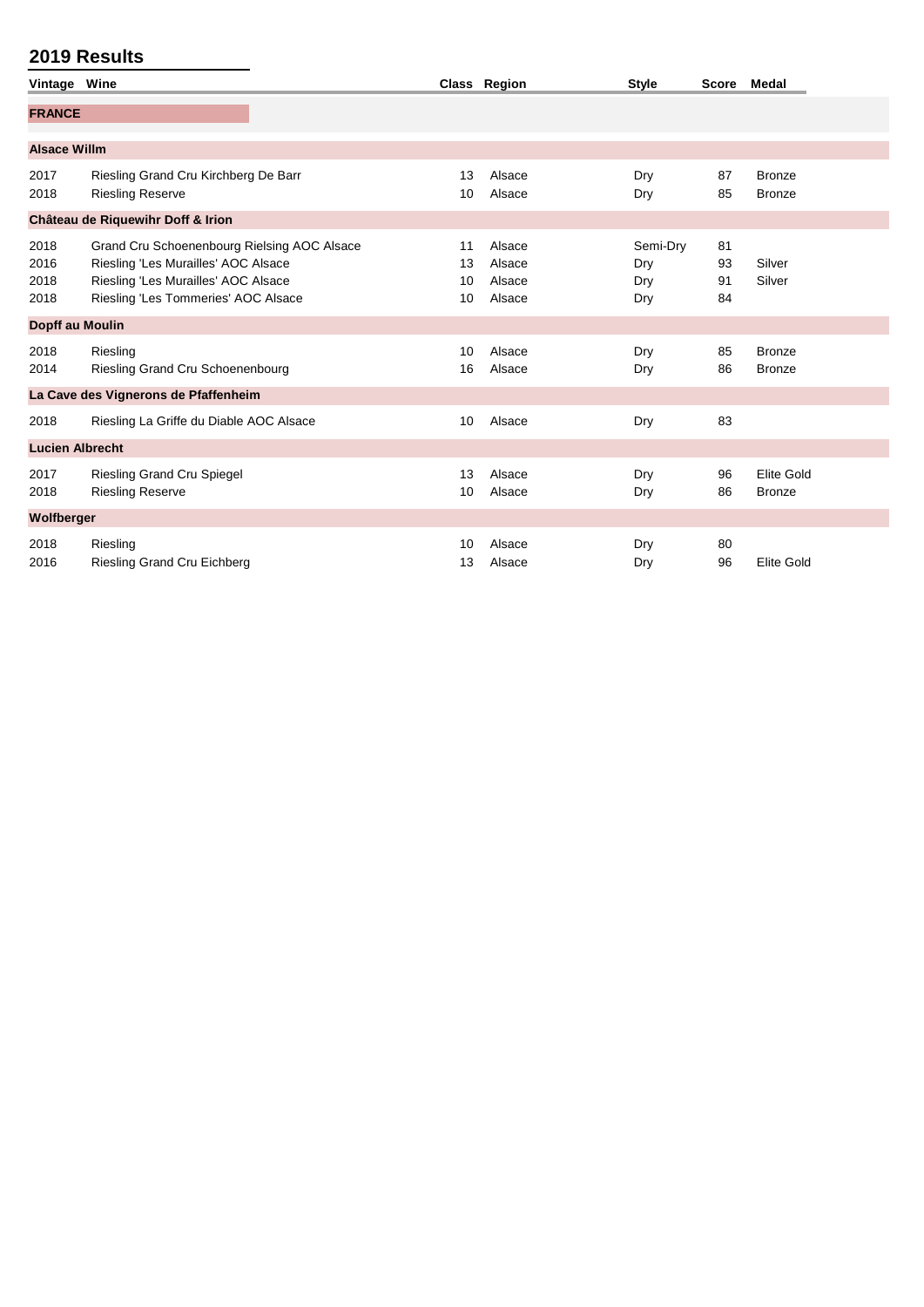## 2019 Results

| Vintage | Wine | Class | Region | Style | Score | Medal |
|---|---|---|---|---|---|---|
| **FRANCE** | | | | | | |
| **Alsace Willm** | | | | | | |
| 2017 | Riesling Grand Cru Kirchberg De Barr | 13 | Alsace | Dry | 87 | Bronze |
| 2018 | Riesling Reserve | 10 | Alsace | Dry | 85 | Bronze |
| **Château de Riquewihr Doff & Irion** | | | | | | |
| 2018 | Grand Cru Schoenenbourg Rielsing AOC Alsace | 11 | Alsace | Semi-Dry | 81 | |
| 2016 | Riesling 'Les Murailles' AOC Alsace | 13 | Alsace | Dry | 93 | Silver |
| 2018 | Riesling 'Les Murailles' AOC Alsace | 10 | Alsace | Dry | 91 | Silver |
| 2018 | Riesling 'Les Tommeries' AOC Alsace | 10 | Alsace | Dry | 84 | |
| **Dopff au Moulin** | | | | | | |
| 2018 | Riesling | 10 | Alsace | Dry | 85 | Bronze |
| 2014 | Riesling Grand Cru Schoenenbourg | 16 | Alsace | Dry | 86 | Bronze |
| **La Cave des Vignerons de Pfaffenheim** | | | | | | |
| 2018 | Riesling La Griffe du Diable AOC Alsace | 10 | Alsace | Dry | 83 | |
| **Lucien Albrecht** | | | | | | |
| 2017 | Riesling Grand Cru Spiegel | 13 | Alsace | Dry | 96 | Elite Gold |
| 2018 | Riesling Reserve | 10 | Alsace | Dry | 86 | Bronze |
| **Wolfberger** | | | | | | |
| 2018 | Riesling | 10 | Alsace | Dry | 80 | |
| 2016 | Riesling Grand Cru Eichberg | 13 | Alsace | Dry | 96 | Elite Gold |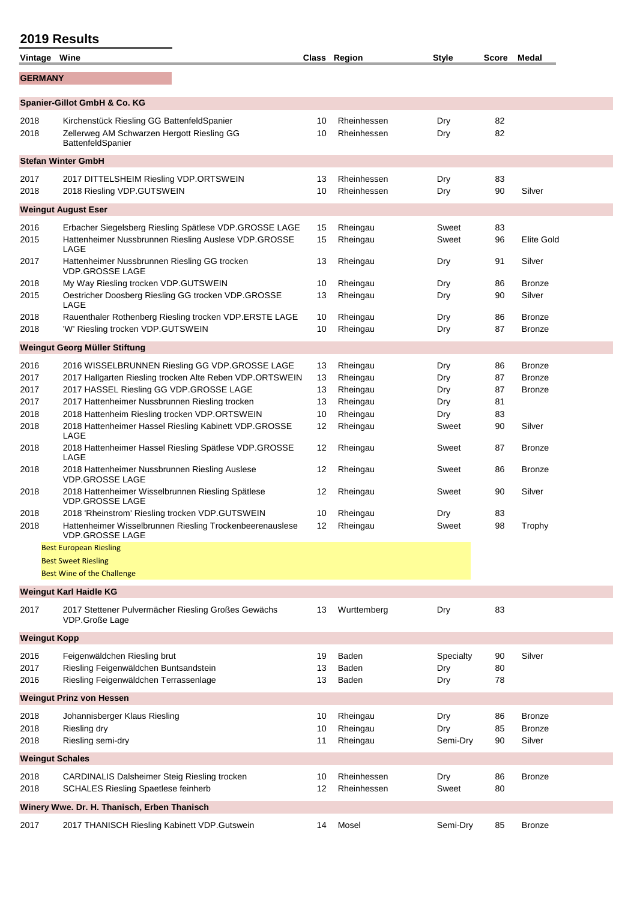## 2019 Results

| Vintage | Wine | Class | Region | Style | Score | Medal |
|---|---|---|---|---|---|---|
| **GERMANY** | | | | | | |
| **Spanier-Gillot GmbH & Co. KG** | | | | | | |
| 2018 | Kirchenstück Riesling GG BattenfeldSpanier | 10 | Rheinhessen | Dry | 82 | |
| 2018 | Zellerweg AM Schwarzen Hergott Riesling GG BattenfeldSpanier | 10 | Rheinhessen | Dry | 82 | |
| **Stefan Winter GmbH** | | | | | | |
| 2017 | 2017 DITTELSHEIM Riesling VDP.ORTSWEIN | 13 | Rheinhessen | Dry | 83 | |
| 2018 | 2018 Riesling VDP.GUTSWEIN | 10 | Rheinhessen | Dry | 90 | Silver |
| **Weingut August Eser** | | | | | | |
| 2016 | Erbacher Siegelsberg Riesling Spätlese VDP.GROSSE LAGE | 15 | Rheingau | Sweet | 83 | |
| 2015 | Hattenheimer Nussbrunnen Riesling Auslese VDP.GROSSE LAGE | 15 | Rheingau | Sweet | 96 | Elite Gold |
| 2017 | Hattenheimer Nussbrunnen Riesling GG trocken VDP.GROSSE LAGE | 13 | Rheingau | Dry | 91 | Silver |
| 2018 | My Way Riesling trocken VDP.GUTSWEIN | 10 | Rheingau | Dry | 86 | Bronze |
| 2015 | Oestricher Doosberg Riesling GG trocken VDP.GROSSE LAGE | 13 | Rheingau | Dry | 90 | Silver |
| 2018 | Rauenthaler Rothenberg Riesling trocken VDP.ERSTE LAGE | 10 | Rheingau | Dry | 86 | Bronze |
| 2018 | 'W' Riesling trocken VDP.GUTSWEIN | 10 | Rheingau | Dry | 87 | Bronze |
| **Weingut Georg Müller Stiftung** | | | | | | |
| 2016 | 2016 WISSELBRUNNEN Riesling GG VDP.GROSSE LAGE | 13 | Rheingau | Dry | 86 | Bronze |
| 2017 | 2017 Hallgarten Riesling trocken Alte Reben VDP.ORTSWEIN | 13 | Rheingau | Dry | 87 | Bronze |
| 2017 | 2017 HASSEL Riesling GG VDP.GROSSE LAGE | 13 | Rheingau | Dry | 87 | Bronze |
| 2017 | 2017 Hattenheimer Nussbrunnen Riesling trocken | 13 | Rheingau | Dry | 81 | |
| 2018 | 2018 Hattenheim Riesling trocken VDP.ORTSWEIN | 10 | Rheingau | Dry | 83 | |
| 2018 | 2018 Hattenheimer Hassel Riesling Kabinett VDP.GROSSE LAGE | 12 | Rheingau | Sweet | 90 | Silver |
| 2018 | 2018 Hattenheimer Hassel Riesling Spätlese VDP.GROSSE LAGE | 12 | Rheingau | Sweet | 87 | Bronze |
| 2018 | 2018 Hattenheimer Nussbrunnen Riesling Auslese VDP.GROSSE LAGE | 12 | Rheingau | Sweet | 86 | Bronze |
| 2018 | 2018 Hattenheimer Wisselbrunnen Riesling Spätlese VDP.GROSSE LAGE | 12 | Rheingau | Sweet | 90 | Silver |
| 2018 | 2018 'Rheinstrom' Riesling trocken VDP.GUTSWEIN | 10 | Rheingau | Dry | 83 | |
| 2018 | Hattenheimer Wisselbrunnen Riesling Trockenbeerenauslese VDP.GROSSE LAGE | 12 | Rheingau | Sweet | 98 | Trophy |
| | Best European Riesling | | | | | |
| | Best Sweet Riesling | | | | | |
| | Best Wine of the Challenge | | | | | |
| **Weingut Karl Haidle KG** | | | | | | |
| 2017 | 2017 Stettener Pulvermächer Riesling Großes Gewächs VDP.Große Lage | 13 | Wurttemberg | Dry | 83 | |
| **Weingut Kopp** | | | | | | |
| 2016 | Feigenwäldchen Riesling brut | 19 | Baden | Specialty | 90 | Silver |
| 2017 | Riesling Feigenwäldchen Buntsandstein | 13 | Baden | Dry | 80 | |
| 2016 | Riesling Feigenwäldchen Terrassenlage | 13 | Baden | Dry | 78 | |
| **Weingut Prinz von Hessen** | | | | | | |
| 2018 | Johannisberger Klaus Riesling | 10 | Rheingau | Dry | 86 | Bronze |
| 2018 | Riesling dry | 10 | Rheingau | Dry | 85 | Bronze |
| 2018 | Riesling semi-dry | 11 | Rheingau | Semi-Dry | 90 | Silver |
| **Weingut Schales** | | | | | | |
| 2018 | CARDINALIS Dalsheimer Steig Riesling trocken | 10 | Rheinhessen | Dry | 86 | Bronze |
| 2018 | SCHALES Riesling Spaetlese feinherb | 12 | Rheinhessen | Sweet | 80 | |
| **Winery Wwe. Dr. H. Thanisch, Erben Thanisch** | | | | | | |
| 2017 | 2017 THANISCH Riesling Kabinett VDP.Gutswein | 14 | Mosel | Semi-Dry | 85 | Bronze |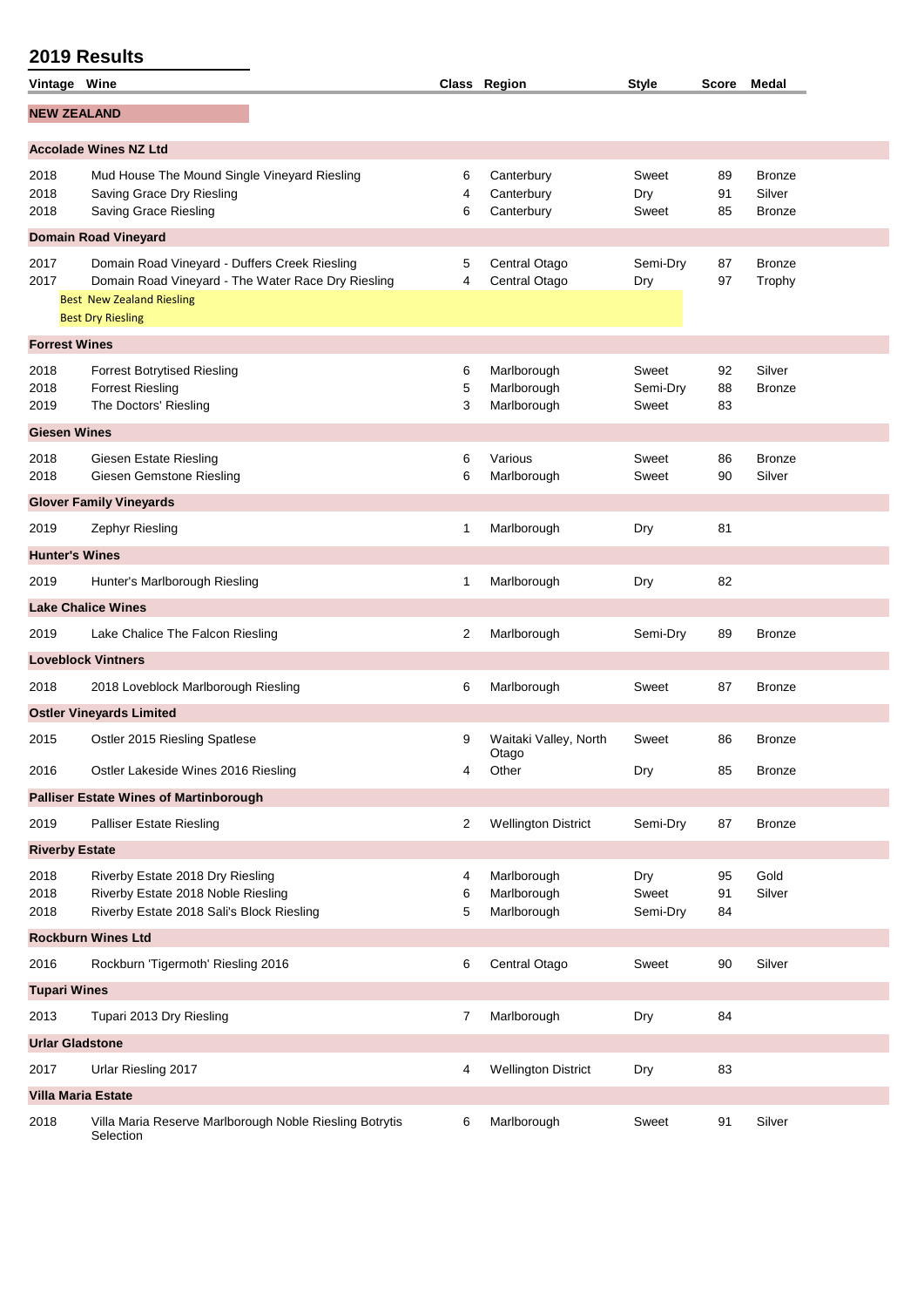## 2019 Results

| Vintage | Wine | Class | Region | Style | Score | Medal |
|---|---|---|---|---|---|---|
| **NEW ZEALAND** | | | | | | |
| **Accolade Wines NZ Ltd** | | | | | | |
| 2018 | Mud House The Mound Single Vineyard Riesling | 6 | Canterbury | Sweet | 89 | Bronze |
| 2018 | Saving Grace Dry Riesling | 4 | Canterbury | Dry | 91 | Silver |
| 2018 | Saving Grace Riesling | 6 | Canterbury | Sweet | 85 | Bronze |
| **Domain Road Vineyard** | | | | | | |
| 2017 | Domain Road Vineyard - Duffers Creek Riesling | 5 | Central Otago | Semi-Dry | 87 | Bronze |
| 2017 | Domain Road Vineyard - The Water Race Dry Riesling | 4 | Central Otago | Dry | 97 | Trophy |
| | Best New Zealand Riesling | | | | | |
| | Best Dry Riesling | | | | | |
| **Forrest Wines** | | | | | | |
| 2018 | Forrest Botrytised Riesling | 6 | Marlborough | Sweet | 92 | Silver |
| 2018 | Forrest Riesling | 5 | Marlborough | Semi-Dry | 88 | Bronze |
| 2019 | The Doctors' Riesling | 3 | Marlborough | Sweet | 83 | |
| **Giesen Wines** | | | | | | |
| 2018 | Giesen Estate Riesling | 6 | Various | Sweet | 86 | Bronze |
| 2018 | Giesen Gemstone Riesling | 6 | Marlborough | Sweet | 90 | Silver |
| **Glover Family Vineyards** | | | | | | |
| 2019 | Zephyr Riesling | 1 | Marlborough | Dry | 81 | |
| **Hunter's Wines** | | | | | | |
| 2019 | Hunter's Marlborough Riesling | 1 | Marlborough | Dry | 82 | |
| **Lake Chalice Wines** | | | | | | |
| 2019 | Lake Chalice The Falcon Riesling | 2 | Marlborough | Semi-Dry | 89 | Bronze |
| **Loveblock Vintners** | | | | | | |
| 2018 | 2018 Loveblock Marlborough Riesling | 6 | Marlborough | Sweet | 87 | Bronze |
| **Ostler Vineyards Limited** | | | | | | |
| 2015 | Ostler 2015 Riesling Spatlese | 9 | Waitaki Valley, North Otago | Sweet | 86 | Bronze |
| 2016 | Ostler Lakeside Wines 2016 Riesling | 4 | Other | Dry | 85 | Bronze |
| **Palliser Estate Wines of Martinborough** | | | | | | |
| 2019 | Palliser Estate Riesling | 2 | Wellington District | Semi-Dry | 87 | Bronze |
| **Riverby Estate** | | | | | | |
| 2018 | Riverby Estate 2018 Dry Riesling | 4 | Marlborough | Dry | 95 | Gold |
| 2018 | Riverby Estate 2018 Noble Riesling | 6 | Marlborough | Sweet | 91 | Silver |
| 2018 | Riverby Estate 2018 Sali's Block Riesling | 5 | Marlborough | Semi-Dry | 84 | |
| **Rockburn Wines Ltd** | | | | | | |
| 2016 | Rockburn 'Tigermoth' Riesling 2016 | 6 | Central Otago | Sweet | 90 | Silver |
| **Tupari Wines** | | | | | | |
| 2013 | Tupari 2013 Dry Riesling | 7 | Marlborough | Dry | 84 | |
| **Urlar Gladstone** | | | | | | |
| 2017 | Urlar Riesling 2017 | 4 | Wellington District | Dry | 83 | |
| **Villa Maria Estate** | | | | | | |
| 2018 | Villa Maria Reserve Marlborough Noble Riesling Botrytis Selection | 6 | Marlborough | Sweet | 91 | Silver |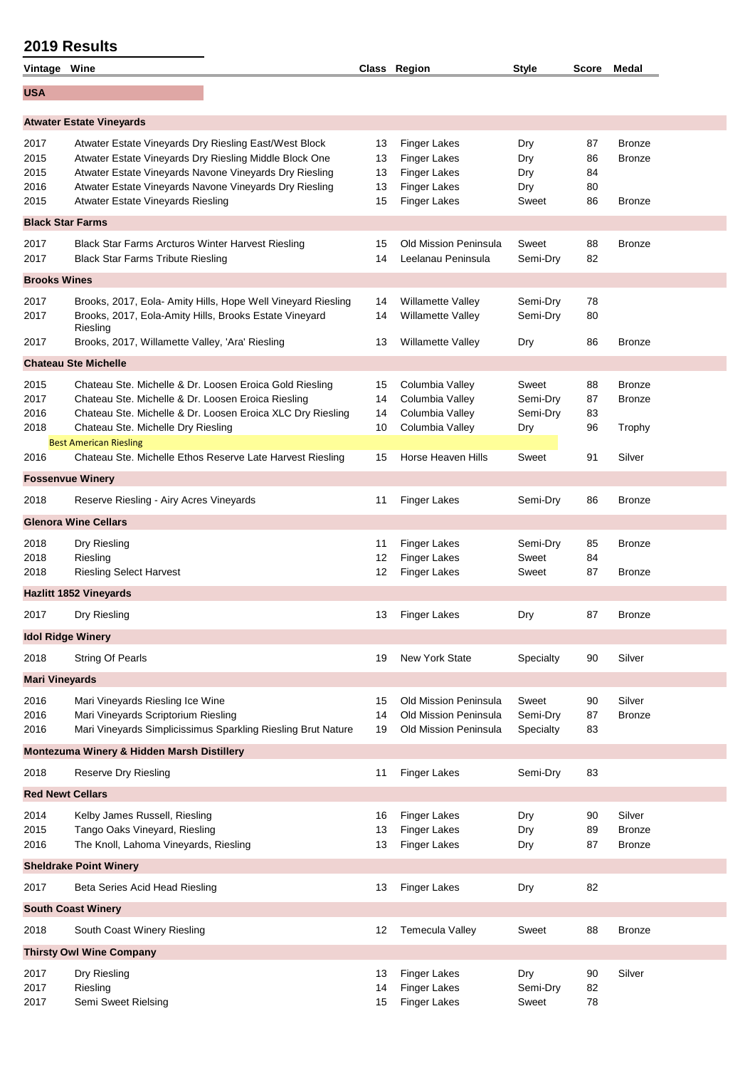## 2019 Results

| Vintage | Wine | Class | Region | Style | Score | Medal |
|---|---|---|---|---|---|---|
| **USA** | | | | | | |
| **Atwater Estate Vineyards** | | | | | | |
| 2017 | Atwater Estate Vineyards Dry Riesling East/West Block | 13 | Finger Lakes | Dry | 87 | Bronze |
| 2015 | Atwater Estate Vineyards Dry Riesling Middle Block One | 13 | Finger Lakes | Dry | 86 | Bronze |
| 2015 | Atwater Estate Vineyards Navone Vineyards Dry Riesling | 13 | Finger Lakes | Dry | 84 | |
| 2016 | Atwater Estate Vineyards Navone Vineyards Dry Riesling | 13 | Finger Lakes | Dry | 80 | |
| 2015 | Atwater Estate Vineyards Riesling | 15 | Finger Lakes | Sweet | 86 | Bronze |
| **Black Star Farms** | | | | | | |
| 2017 | Black Star Farms Arcturos Winter Harvest Riesling | 15 | Old Mission Peninsula | Sweet | 88 | Bronze |
| 2017 | Black Star Farms Tribute Riesling | 14 | Leelanau Peninsula | Semi-Dry | 82 | |
| **Brooks Wines** | | | | | | |
| 2017 | Brooks, 2017, Eola- Amity Hills, Hope Well Vineyard Riesling | 14 | Willamette Valley | Semi-Dry | 78 | |
| 2017 | Brooks, 2017, Eola-Amity Hills, Brooks Estate Vineyard Riesling | 14 | Willamette Valley | Semi-Dry | 80 | |
| 2017 | Brooks, 2017, Willamette Valley, 'Ara' Riesling | 13 | Willamette Valley | Dry | 86 | Bronze |
| **Chateau Ste Michelle** | | | | | | |
| 2015 | Chateau Ste. Michelle & Dr. Loosen Eroica Gold Riesling | 15 | Columbia Valley | Sweet | 88 | Bronze |
| 2017 | Chateau Ste. Michelle & Dr. Loosen Eroica Riesling | 14 | Columbia Valley | Semi-Dry | 87 | Bronze |
| 2016 | Chateau Ste. Michelle & Dr. Loosen Eroica XLC Dry Riesling | 14 | Columbia Valley | Semi-Dry | 83 | |
| 2018 | Chateau Ste. Michelle Dry Riesling<br>Best American Riesling | 10 | Columbia Valley | Dry | 96 | Trophy |
| 2016 | Chateau Ste. Michelle Ethos Reserve Late Harvest Riesling | 15 | Horse Heaven Hills | Sweet | 91 | Silver |
| **Fossenvue Winery** | | | | | | |
| 2018 | Reserve Riesling - Airy Acres Vineyards | 11 | Finger Lakes | Semi-Dry | 86 | Bronze |
| **Glenora Wine Cellars** | | | | | | |
| 2018 | Dry Riesling | 11 | Finger Lakes | Semi-Dry | 85 | Bronze |
| 2018 | Riesling | 12 | Finger Lakes | Sweet | 84 | |
| 2018 | Riesling Select Harvest | 12 | Finger Lakes | Sweet | 87 | Bronze |
| **Hazlitt 1852 Vineyards** | | | | | | |
| 2017 | Dry Riesling | 13 | Finger Lakes | Dry | 87 | Bronze |
| **Idol Ridge Winery** | | | | | | |
| 2018 | String Of Pearls | 19 | New York State | Specialty | 90 | Silver |
| **Mari Vineyards** | | | | | | |
| 2016 | Mari Vineyards Riesling Ice Wine | 15 | Old Mission Peninsula | Sweet | 90 | Silver |
| 2016 | Mari Vineyards Scriptorium Riesling | 14 | Old Mission Peninsula | Semi-Dry | 87 | Bronze |
| 2016 | Mari Vineyards Simplicissimus Sparkling Riesling Brut Nature | 19 | Old Mission Peninsula | Specialty | 83 | |
| **Montezuma Winery & Hidden Marsh Distillery** | | | | | | |
| 2018 | Reserve Dry Riesling | 11 | Finger Lakes | Semi-Dry | 83 | |
| **Red Newt Cellars** | | | | | | |
| 2014 | Kelby James Russell, Riesling | 16 | Finger Lakes | Dry | 90 | Silver |
| 2015 | Tango Oaks Vineyard, Riesling | 13 | Finger Lakes | Dry | 89 | Bronze |
| 2016 | The Knoll, Lahoma Vineyards, Riesling | 13 | Finger Lakes | Dry | 87 | Bronze |
| **Sheldrake Point Winery** | | | | | | |
| 2017 | Beta Series Acid Head Riesling | 13 | Finger Lakes | Dry | 82 | |
| **South Coast Winery** | | | | | | |
| 2018 | South Coast Winery Riesling | 12 | Temecula Valley | Sweet | 88 | Bronze |
| **Thirsty Owl Wine Company** | | | | | | |
| 2017 | Dry Riesling | 13 | Finger Lakes | Dry | 90 | Silver |
| 2017 | Riesling | 14 | Finger Lakes | Semi-Dry | 82 | |
| 2017 | Semi Sweet Rielsing | 15 | Finger Lakes | Sweet | 78 | |